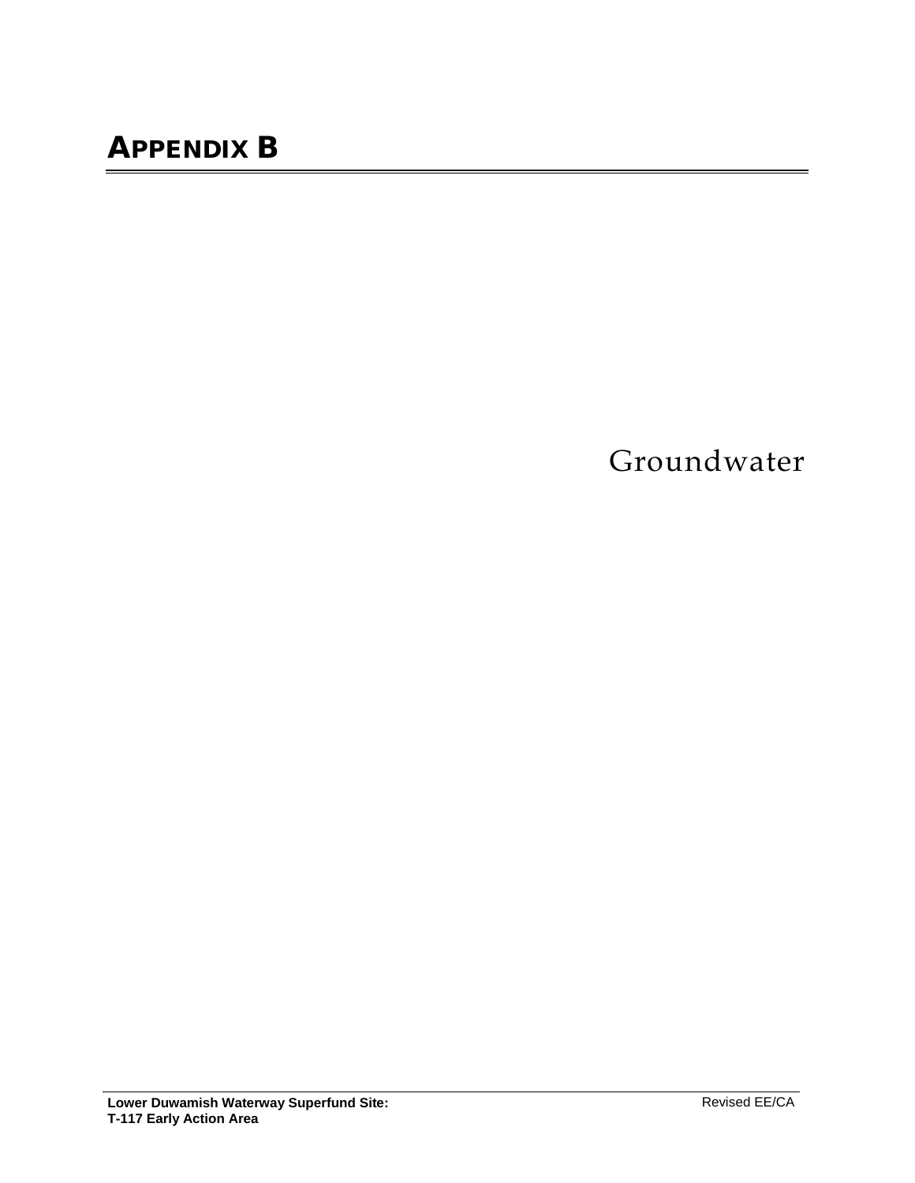# APPENDIX B

Groundwater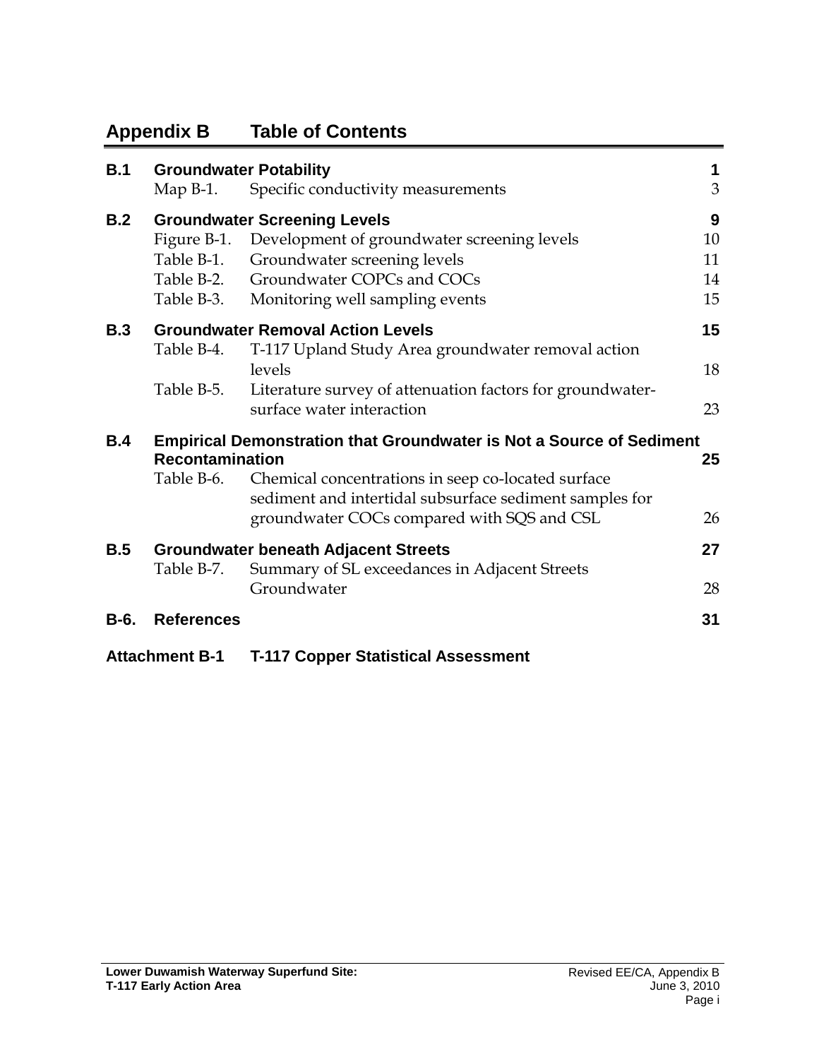# Appendix B Table of Contents

| | | | |
|---|---|---|---|
| **B.1** | **Groundwater Potability** | | **1** |
| | Map B-1. | Specific conductivity measurements | 3 |
| **B.2** | **Groundwater Screening Levels** | | **9** |
| | Figure B-1. | Development of groundwater screening levels | 10 |
| | Table B-1. | Groundwater screening levels | 11 |
| | Table B-2. | Groundwater COPCs and COCs | 14 |
| | Table B-3. | Monitoring well sampling events | 15 |
| **B.3** | **Groundwater Removal Action Levels** | | **15** |
| | Table B-4. | T-117 Upland Study Area groundwater removal action levels | 18 |
| | Table B-5. | Literature survey of attenuation factors for groundwater-surface water interaction | 23 |
| **B.4** | **Empirical Demonstration that Groundwater is Not a Source of Sediment Recontamination** | | **25** |
| | Table B-6. | Chemical concentrations in seep co-located surface sediment and intertidal subsurface sediment samples for groundwater COCs compared with SQS and CSL | 26 |
| **B.5** | **Groundwater beneath Adjacent Streets** | | **27** |
| | Table B-7. | Summary of SL exceedances in Adjacent Streets Groundwater | 28 |
| **B-6.** | **References** | | **31** |

**Attachment B-1 T-117 Copper Statistical Assessment**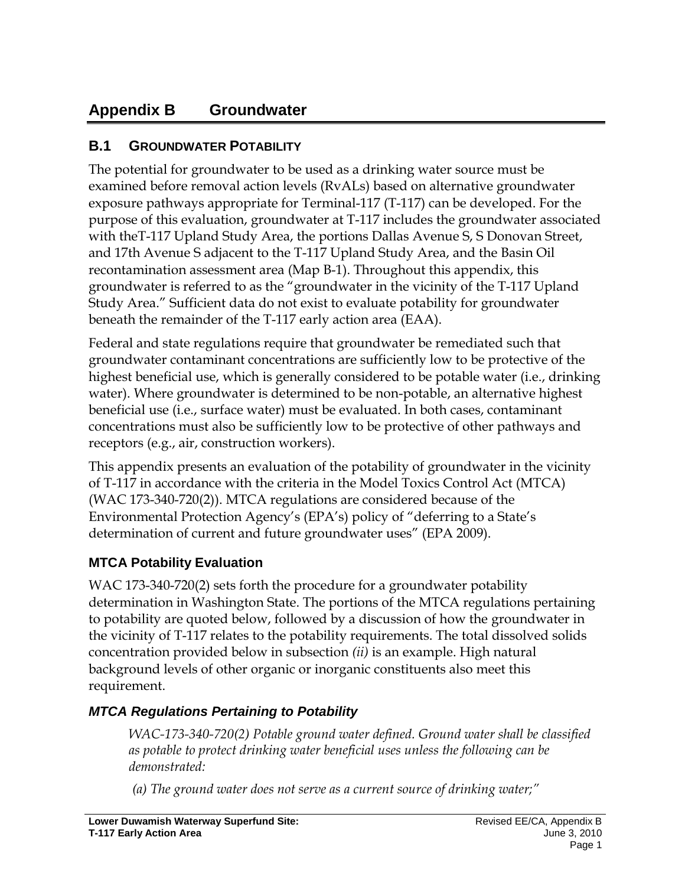# Appendix B Groundwater

## B.1 GROUNDWATER POTABILITY

The potential for groundwater to be used as a drinking water source must be examined before removal action levels (RvALs) based on alternative groundwater exposure pathways appropriate for Terminal-117 (T-117) can be developed. For the purpose of this evaluation, groundwater at T-117 includes the groundwater associated with theT-117 Upland Study Area, the portions Dallas Avenue S, S Donovan Street, and 17th Avenue S adjacent to the T-117 Upland Study Area, and the Basin Oil recontamination assessment area (Map B-1). Throughout this appendix, this groundwater is referred to as the "groundwater in the vicinity of the T-117 Upland Study Area." Sufficient data do not exist to evaluate potability for groundwater beneath the remainder of the T-117 early action area (EAA).

Federal and state regulations require that groundwater be remediated such that groundwater contaminant concentrations are sufficiently low to be protective of the highest beneficial use, which is generally considered to be potable water (i.e., drinking water). Where groundwater is determined to be non-potable, an alternative highest beneficial use (i.e., surface water) must be evaluated. In both cases, contaminant concentrations must also be sufficiently low to be protective of other pathways and receptors (e.g., air, construction workers).

This appendix presents an evaluation of the potability of groundwater in the vicinity of T-117 in accordance with the criteria in the Model Toxics Control Act (MTCA) (WAC 173-340-720(2)). MTCA regulations are considered because of the Environmental Protection Agency's (EPA's) policy of "deferring to a State's determination of current and future groundwater uses" (EPA 2009).

### MTCA Potability Evaluation

WAC 173-340-720(2) sets forth the procedure for a groundwater potability determination in Washington State. The portions of the MTCA regulations pertaining to potability are quoted below, followed by a discussion of how the groundwater in the vicinity of T-117 relates to the potability requirements. The total dissolved solids concentration provided below in subsection *(ii)* is an example. High natural background levels of other organic or inorganic constituents also meet this requirement.

#### *MTCA Regulations Pertaining to Potability*

> *WAC-173-340-720(2) Potable ground water defined. Ground water shall be classified as potable to protect drinking water beneficial uses unless the following can be demonstrated:*
>
> *(a) The ground water does not serve as a current source of drinking water;"*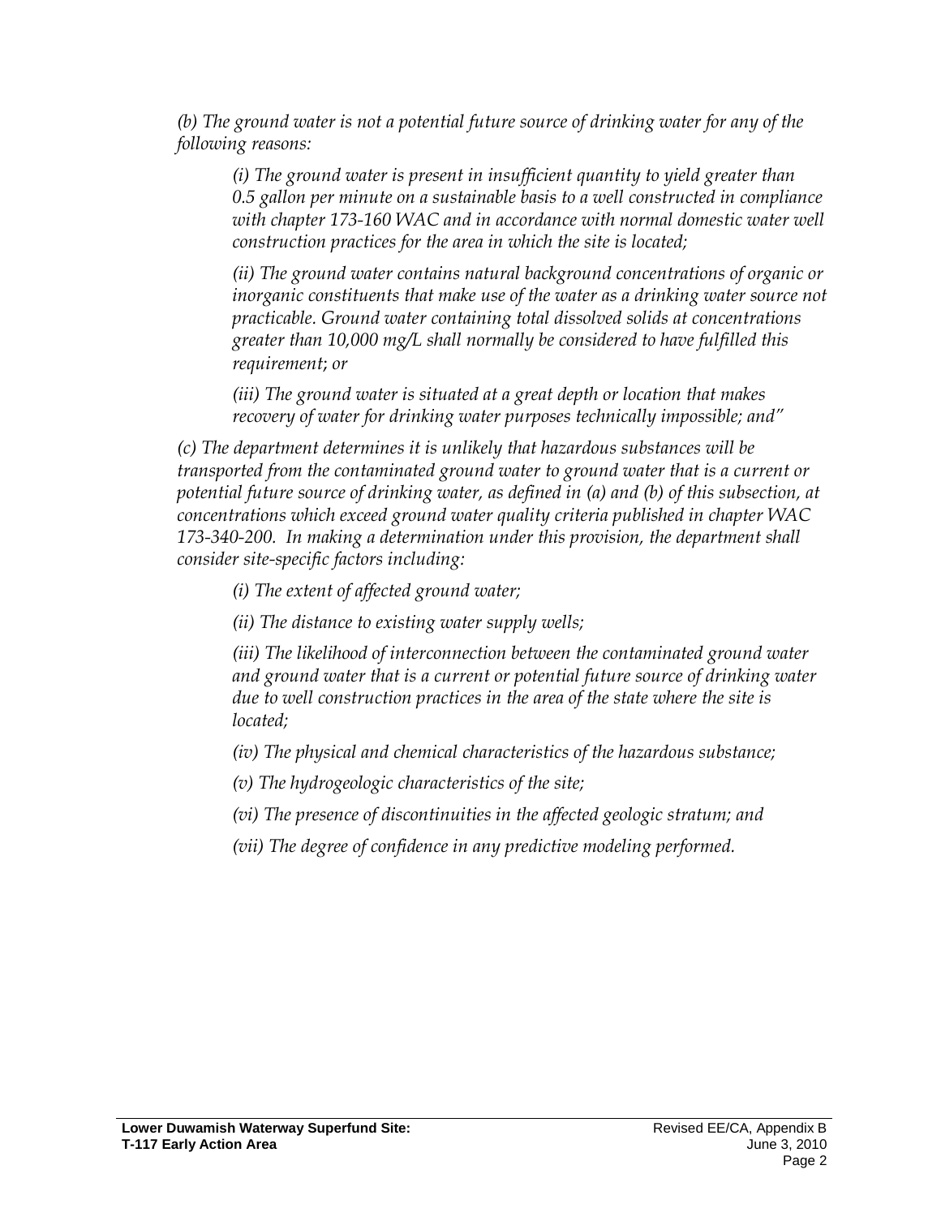*(b) The ground water is not a potential future source of drinking water for any of the following reasons:*

> *(i) The ground water is present in insufficient quantity to yield greater than 0.5 gallon per minute on a sustainable basis to a well constructed in compliance with chapter 173-160 WAC and in accordance with normal domestic water well construction practices for the area in which the site is located;*
>
> *(ii) The ground water contains natural background concentrations of organic or inorganic constituents that make use of the water as a drinking water source not practicable. Ground water containing total dissolved solids at concentrations greater than 10,000 mg/L shall normally be considered to have fulfilled this requirement; or*
>
> *(iii) The ground water is situated at a great depth or location that makes recovery of water for drinking water purposes technically impossible; and"*

*(c) The department determines it is unlikely that hazardous substances will be transported from the contaminated ground water to ground water that is a current or potential future source of drinking water, as defined in (a) and (b) of this subsection, at concentrations which exceed ground water quality criteria published in chapter WAC 173-340-200. In making a determination under this provision, the department shall consider site-specific factors including:*

> *(i) The extent of affected ground water;*
>
> *(ii) The distance to existing water supply wells;*
>
> *(iii) The likelihood of interconnection between the contaminated ground water and ground water that is a current or potential future source of drinking water due to well construction practices in the area of the state where the site is located;*
>
> *(iv) The physical and chemical characteristics of the hazardous substance;*
>
> *(v) The hydrogeologic characteristics of the site;*
>
> *(vi) The presence of discontinuities in the affected geologic stratum; and*
>
> *(vii) The degree of confidence in any predictive modeling performed.*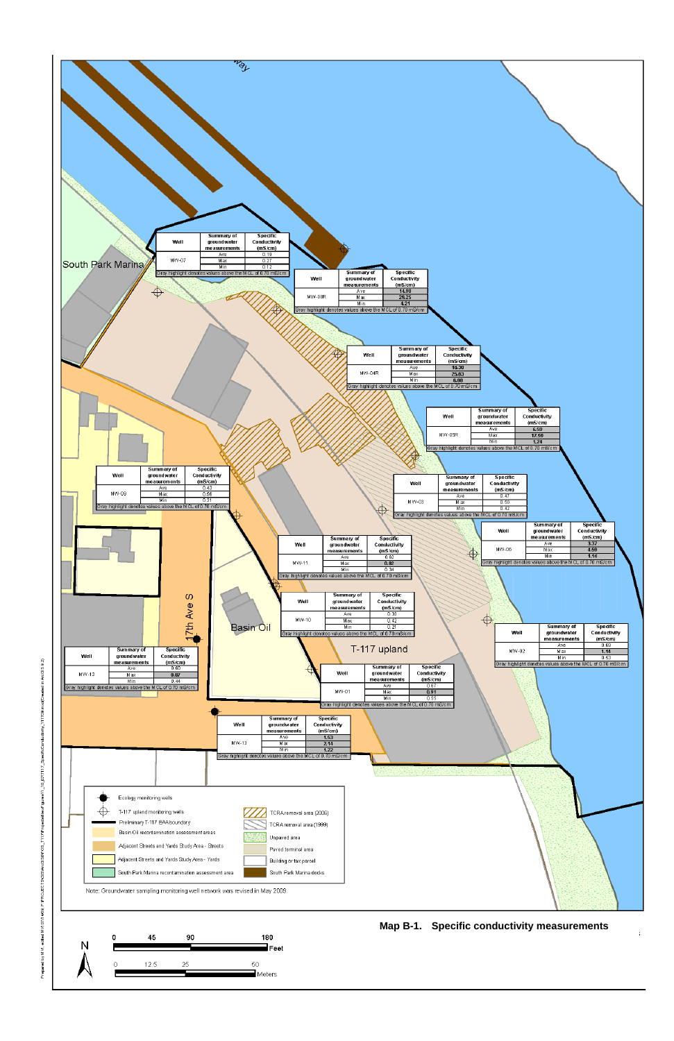# Map B-1. Specific conductivity measurements

| Well | Summary of groundwater measurements | Specific Conductivity (mS/cm) |
|---|---|---|
| MW-07 | Ave | 0.19 |
| | Max | 0.27 |
| | Min | 0.12 |

Gray highlight denotes values above the MCL of 0.70 mS/cm

| Well | Summary of groundwater measurements | Specific Conductivity (mS/cm) |
|---|---|---|
| MW-08R | Ave | 14.90 |
| | Max | 29.25 |
| | Min | 4.21 |

Gray highlight denotes values above the MCL of 0.70 mS/cm

| Well | Summary of groundwater measurements | Specific Conductivity (mS/cm) |
|---|---|---|
| MW-04R | Ave | 16.30 |
| | Max | 25.03 |
| | Min | 8.08 |

Gray highlight denotes values above the MCL of 0.70 mS/cm

| Well | Summary of groundwater measurements | Specific Conductivity (mS/cm) |
|---|---|---|
| MW-05R | Ave | 6.59 |
| | Max | 17.59 |
| | Min | 1.24 |

Gray highlight denotes values above the MCL of 0.70 mS/cm

| Well | Summary of groundwater measurements | Specific Conductivity (mS/cm) |
|---|---|---|
| MW-09 | Ave | 0.43 |
| | Max | 0.56 |
| | Min | 0.31 |

Gray highlight denotes values above the MCL of 0.70 mS/cm

| Well | Summary of groundwater measurements | Specific Conductivity (mS/cm) |
|---|---|---|
| MW-03 | Ave | 0.47 |
| | Max | 0.50 |
| | Min | 0.42 |

Gray highlight denotes values above the MCL of 0.70 mS/cm

| Well | Summary of groundwater measurements | Specific Conductivity (mS/cm) |
|---|---|---|
| MW-06 | Ave | 3.37 |
| | Max | 4.59 |
| | Min | 1.14 |

Gray highlight denotes values above the MCL of 0.70 mS/cm

| Well | Summary of groundwater measurements | Specific Conductivity (mS/cm) |
|---|---|---|
| MW-11 | Ave | 0.62 |
| | Max | 0.82 |
| | Min | 0.34 |

Gray highlight denotes values above the MCL of 0.70 mS/cm

| Well | Summary of groundwater measurements | Specific Conductivity (mS/cm) |
|---|---|---|
| MW-10 | Ave | 0.30 |
| | Max | 0.42 |
| | Min | 0.21 |

Gray highlight denotes values above the MCL of 0.70 mS/cm

| Well | Summary of groundwater measurements | Specific Conductivity (mS/cm) |
|---|---|---|
| MW-02 | Ave | 0.60 |
| | Max | 1.14 |
| | Min | 0.53 |

Gray highlight denotes values above the MCL of 0.70 mS/cm

| Well | Summary of groundwater measurements | Specific Conductivity (mS/cm) |
|---|---|---|
| MW-12 | Ave | 0.60 |
| | Max | 0.87 |
| | Min | 0.44 |

Gray highlight denotes values above the MCL of 0.70 mS/cm

| Well | Summary of groundwater measurements | Specific Conductivity (mS/cm) |
|---|---|---|
| MW-01 | Ave | 0.67 |
| | Max | 0.91 |
| | Min | 0.55 |

Gray highlight denotes values above the MCL of 0.70 mS/cm

| Well | Summary of groundwater measurements | Specific Conductivity (mS/cm) |
|---|---|---|
| MW-13 | Ave | 1.53 |
| | Max | 2.14 |
| | Min | 1.22 |

Gray highlight denotes values above the MCL of 0.70 mS/cm

South Park Marina

Basin Oil

T-117 upland

17th Ave S

Legend:
- Ecology monitoring wells
- T-117 upland monitoring wells
- Preliminary T-117 EAA boundary
- Basin Oil recontamination assessment areas
- Adjacent Streets and Yards Study Area - Streets
- Adjacent Streets and Yards Study Area - Yards
- South Park Marina recontamination assessment area
- TCRA removal area (2006)
- TCRA removal area (1999)
- Unpaved area
- Paved terminal area
- Building or tax parcel
- South Park Marina docks

Note: Groundwater sampling monitoring well network was revised in May 2009.

Scale: 0, 45, 90, 180 Feet; 0, 12.5, 25, 50 Meters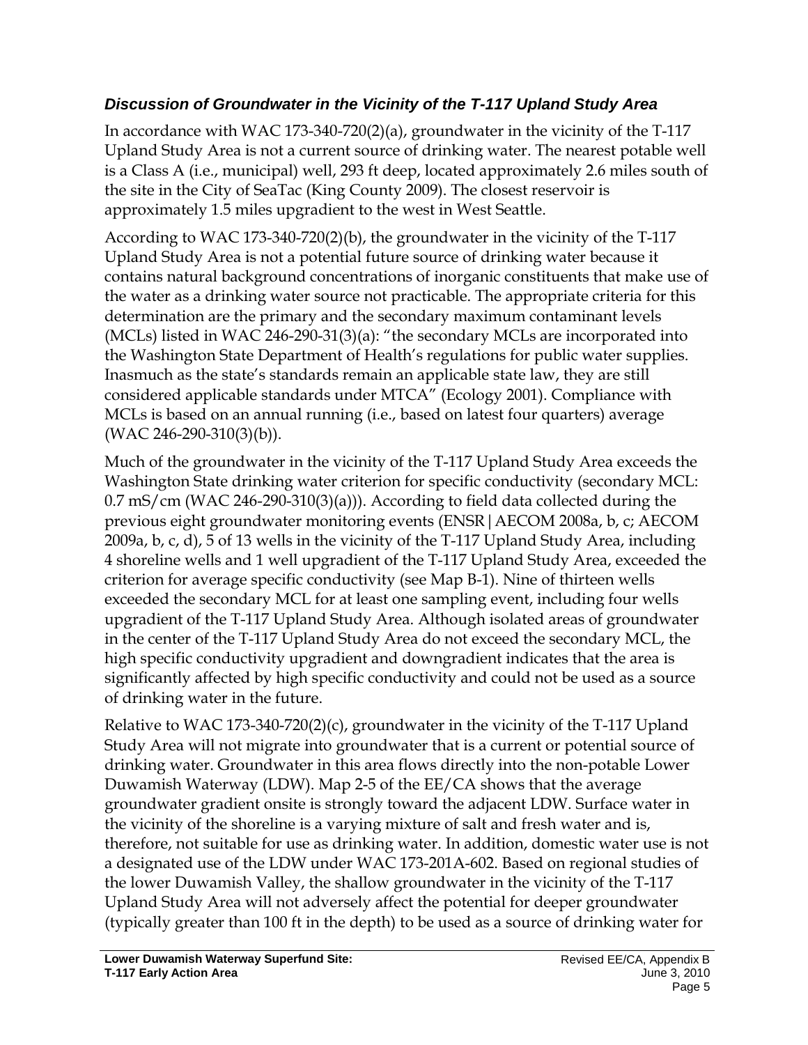### *Discussion of Groundwater in the Vicinity of the T-117 Upland Study Area*

In accordance with WAC 173-340-720(2)(a), groundwater in the vicinity of the T-117 Upland Study Area is not a current source of drinking water. The nearest potable well is a Class A (i.e., municipal) well, 293 ft deep, located approximately 2.6 miles south of the site in the City of SeaTac (King County 2009). The closest reservoir is approximately 1.5 miles upgradient to the west in West Seattle.

According to WAC 173-340-720(2)(b), the groundwater in the vicinity of the T-117 Upland Study Area is not a potential future source of drinking water because it contains natural background concentrations of inorganic constituents that make use of the water as a drinking water source not practicable. The appropriate criteria for this determination are the primary and the secondary maximum contaminant levels (MCLs) listed in WAC 246-290-31(3)(a): "the secondary MCLs are incorporated into the Washington State Department of Health's regulations for public water supplies. Inasmuch as the state's standards remain an applicable state law, they are still considered applicable standards under MTCA" (Ecology 2001). Compliance with MCLs is based on an annual running (i.e., based on latest four quarters) average (WAC 246-290-310(3)(b)).

Much of the groundwater in the vicinity of the T-117 Upland Study Area exceeds the Washington State drinking water criterion for specific conductivity (secondary MCL: 0.7 mS/cm (WAC 246-290-310(3)(a))). According to field data collected during the previous eight groundwater monitoring events (ENSR|AECOM 2008a, b, c; AECOM 2009a, b, c, d), 5 of 13 wells in the vicinity of the T-117 Upland Study Area, including 4 shoreline wells and 1 well upgradient of the T-117 Upland Study Area, exceeded the criterion for average specific conductivity (see Map B-1). Nine of thirteen wells exceeded the secondary MCL for at least one sampling event, including four wells upgradient of the T-117 Upland Study Area. Although isolated areas of groundwater in the center of the T-117 Upland Study Area do not exceed the secondary MCL, the high specific conductivity upgradient and downgradient indicates that the area is significantly affected by high specific conductivity and could not be used as a source of drinking water in the future.

Relative to WAC 173-340-720(2)(c), groundwater in the vicinity of the T-117 Upland Study Area will not migrate into groundwater that is a current or potential source of drinking water. Groundwater in this area flows directly into the non-potable Lower Duwamish Waterway (LDW). Map 2-5 of the EE/CA shows that the average groundwater gradient onsite is strongly toward the adjacent LDW. Surface water in the vicinity of the shoreline is a varying mixture of salt and fresh water and is, therefore, not suitable for use as drinking water. In addition, domestic water use is not a designated use of the LDW under WAC 173-201A-602. Based on regional studies of the lower Duwamish Valley, the shallow groundwater in the vicinity of the T-117 Upland Study Area will not adversely affect the potential for deeper groundwater (typically greater than 100 ft in the depth) to be used as a source of drinking water for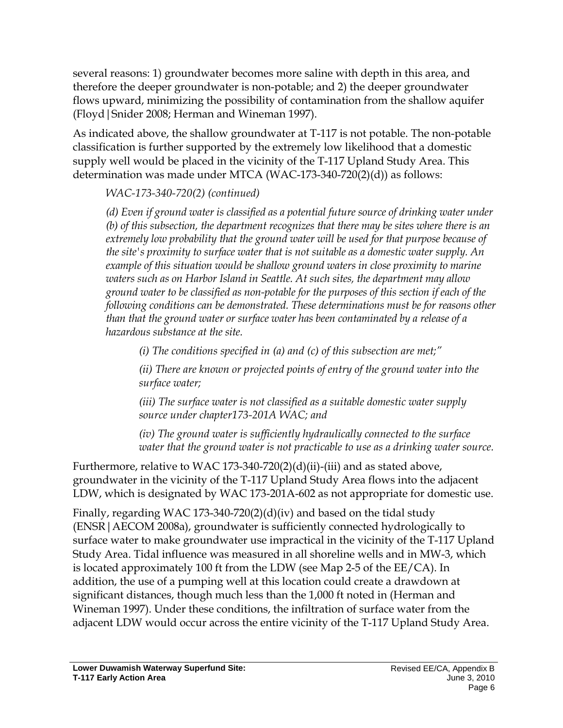several reasons: 1) groundwater becomes more saline with depth in this area, and therefore the deeper groundwater is non-potable; and 2) the deeper groundwater flows upward, minimizing the possibility of contamination from the shallow aquifer (Floyd|Snider 2008; Herman and Wineman 1997).

As indicated above, the shallow groundwater at T-117 is not potable. The non-potable classification is further supported by the extremely low likelihood that a domestic supply well would be placed in the vicinity of the T-117 Upland Study Area. This determination was made under MTCA (WAC-173-340-720(2)(d)) as follows:

> *WAC-173-340-720(2) (continued)*
>
> *(d) Even if ground water is classified as a potential future source of drinking water under (b) of this subsection, the department recognizes that there may be sites where there is an extremely low probability that the ground water will be used for that purpose because of the site's proximity to surface water that is not suitable as a domestic water supply. An example of this situation would be shallow ground waters in close proximity to marine waters such as on Harbor Island in Seattle. At such sites, the department may allow ground water to be classified as non-potable for the purposes of this section if each of the following conditions can be demonstrated. These determinations must be for reasons other than that the ground water or surface water has been contaminated by a release of a hazardous substance at the site.*
>
> > *(i) The conditions specified in (a) and (c) of this subsection are met;"*
> >
> > *(ii) There are known or projected points of entry of the ground water into the surface water;*
> >
> > *(iii) The surface water is not classified as a suitable domestic water supply source under chapter173-201A WAC; and*
> >
> > *(iv) The ground water is sufficiently hydraulically connected to the surface water that the ground water is not practicable to use as a drinking water source.*

Furthermore, relative to WAC 173-340-720(2)(d)(ii)-(iii) and as stated above, groundwater in the vicinity of the T-117 Upland Study Area flows into the adjacent LDW, which is designated by WAC 173-201A-602 as not appropriate for domestic use.

Finally, regarding WAC 173-340-720(2)(d)(iv) and based on the tidal study (ENSR|AECOM 2008a), groundwater is sufficiently connected hydrologically to surface water to make groundwater use impractical in the vicinity of the T-117 Upland Study Area. Tidal influence was measured in all shoreline wells and in MW-3, which is located approximately 100 ft from the LDW (see Map 2-5 of the EE/CA). In addition, the use of a pumping well at this location could create a drawdown at significant distances, though much less than the 1,000 ft noted in (Herman and Wineman 1997). Under these conditions, the infiltration of surface water from the adjacent LDW would occur across the entire vicinity of the T-117 Upland Study Area.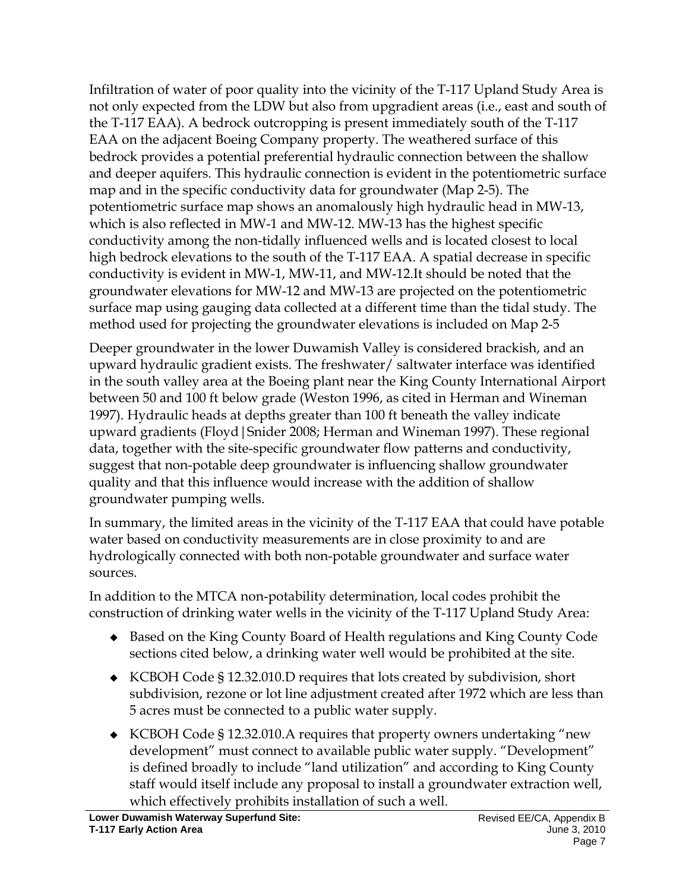Infiltration of water of poor quality into the vicinity of the T-117 Upland Study Area is not only expected from the LDW but also from upgradient areas (i.e., east and south of the T-117 EAA). A bedrock outcropping is present immediately south of the T-117 EAA on the adjacent Boeing Company property. The weathered surface of this bedrock provides a potential preferential hydraulic connection between the shallow and deeper aquifers. This hydraulic connection is evident in the potentiometric surface map and in the specific conductivity data for groundwater (Map 2-5). The potentiometric surface map shows an anomalously high hydraulic head in MW-13, which is also reflected in MW-1 and MW-12. MW-13 has the highest specific conductivity among the non-tidally influenced wells and is located closest to local high bedrock elevations to the south of the T-117 EAA. A spatial decrease in specific conductivity is evident in MW-1, MW-11, and MW-12.It should be noted that the groundwater elevations for MW-12 and MW-13 are projected on the potentiometric surface map using gauging data collected at a different time than the tidal study. The method used for projecting the groundwater elevations is included on Map 2-5

Deeper groundwater in the lower Duwamish Valley is considered brackish, and an upward hydraulic gradient exists. The freshwater/ saltwater interface was identified in the south valley area at the Boeing plant near the King County International Airport between 50 and 100 ft below grade (Weston 1996, as cited in Herman and Wineman 1997). Hydraulic heads at depths greater than 100 ft beneath the valley indicate upward gradients (Floyd|Snider 2008; Herman and Wineman 1997). These regional data, together with the site-specific groundwater flow patterns and conductivity, suggest that non-potable deep groundwater is influencing shallow groundwater quality and that this influence would increase with the addition of shallow groundwater pumping wells.

In summary, the limited areas in the vicinity of the T-117 EAA that could have potable water based on conductivity measurements are in close proximity to and are hydrologically connected with both non-potable groundwater and surface water sources.

In addition to the MTCA non-potability determination, local codes prohibit the construction of drinking water wells in the vicinity of the T-117 Upland Study Area:

- Based on the King County Board of Health regulations and King County Code sections cited below, a drinking water well would be prohibited at the site.
- KCBOH Code § 12.32.010.D requires that lots created by subdivision, short subdivision, rezone or lot line adjustment created after 1972 which are less than 5 acres must be connected to a public water supply.
- KCBOH Code § 12.32.010.A requires that property owners undertaking "new development" must connect to available public water supply. "Development" is defined broadly to include "land utilization" and according to King County staff would itself include any proposal to install a groundwater extraction well, which effectively prohibits installation of such a well.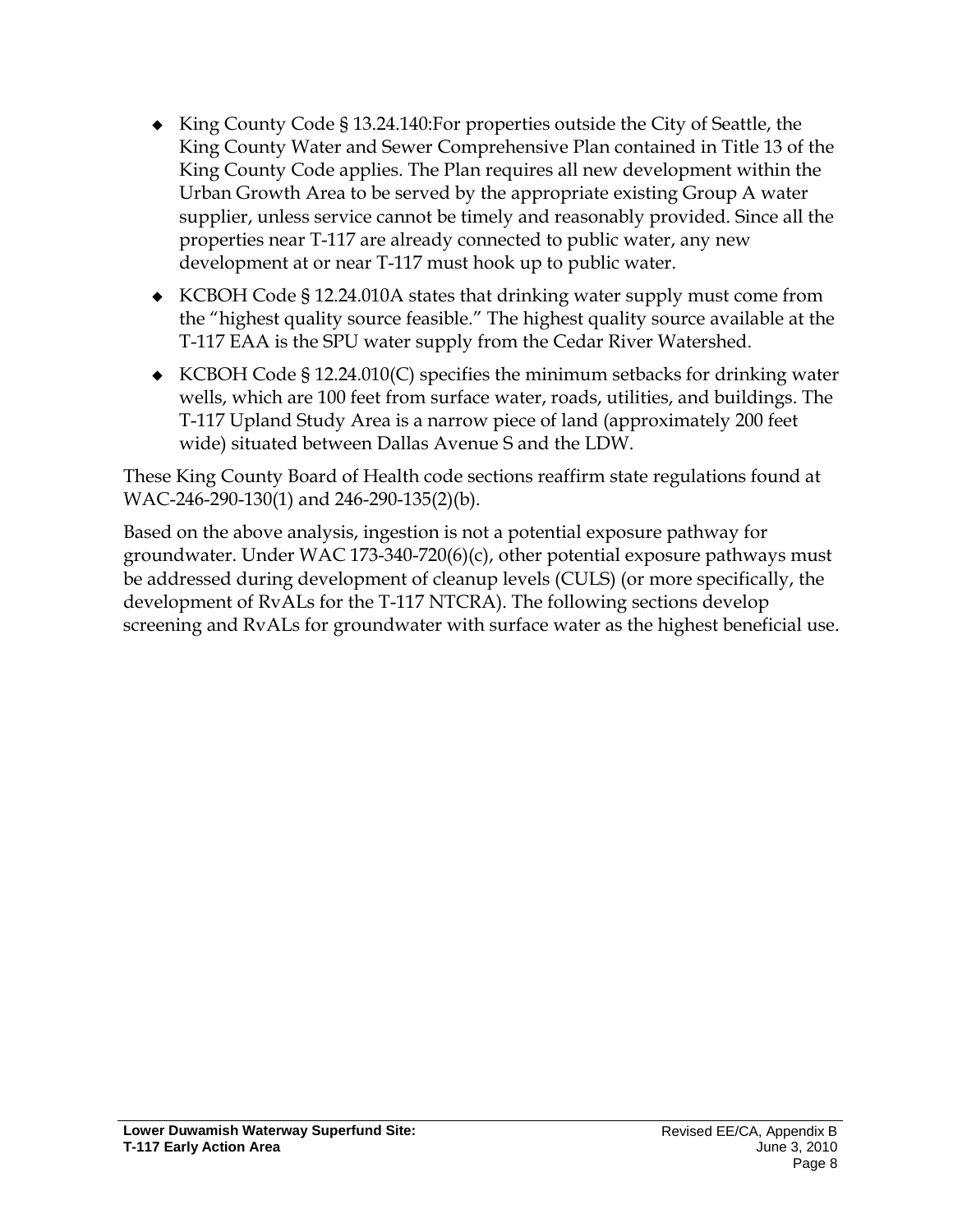- King County Code § 13.24.140:For properties outside the City of Seattle, the King County Water and Sewer Comprehensive Plan contained in Title 13 of the King County Code applies. The Plan requires all new development within the Urban Growth Area to be served by the appropriate existing Group A water supplier, unless service cannot be timely and reasonably provided. Since all the properties near T-117 are already connected to public water, any new development at or near T-117 must hook up to public water.
- KCBOH Code § 12.24.010A states that drinking water supply must come from the "highest quality source feasible." The highest quality source available at the T-117 EAA is the SPU water supply from the Cedar River Watershed.
- KCBOH Code § 12.24.010(C) specifies the minimum setbacks for drinking water wells, which are 100 feet from surface water, roads, utilities, and buildings. The T-117 Upland Study Area is a narrow piece of land (approximately 200 feet wide) situated between Dallas Avenue S and the LDW.

These King County Board of Health code sections reaffirm state regulations found at WAC-246-290-130(1) and 246-290-135(2)(b).

Based on the above analysis, ingestion is not a potential exposure pathway for groundwater. Under WAC 173-340-720(6)(c), other potential exposure pathways must be addressed during development of cleanup levels (CULS) (or more specifically, the development of RvALs for the T-117 NTCRA). The following sections develop screening and RvALs for groundwater with surface water as the highest beneficial use.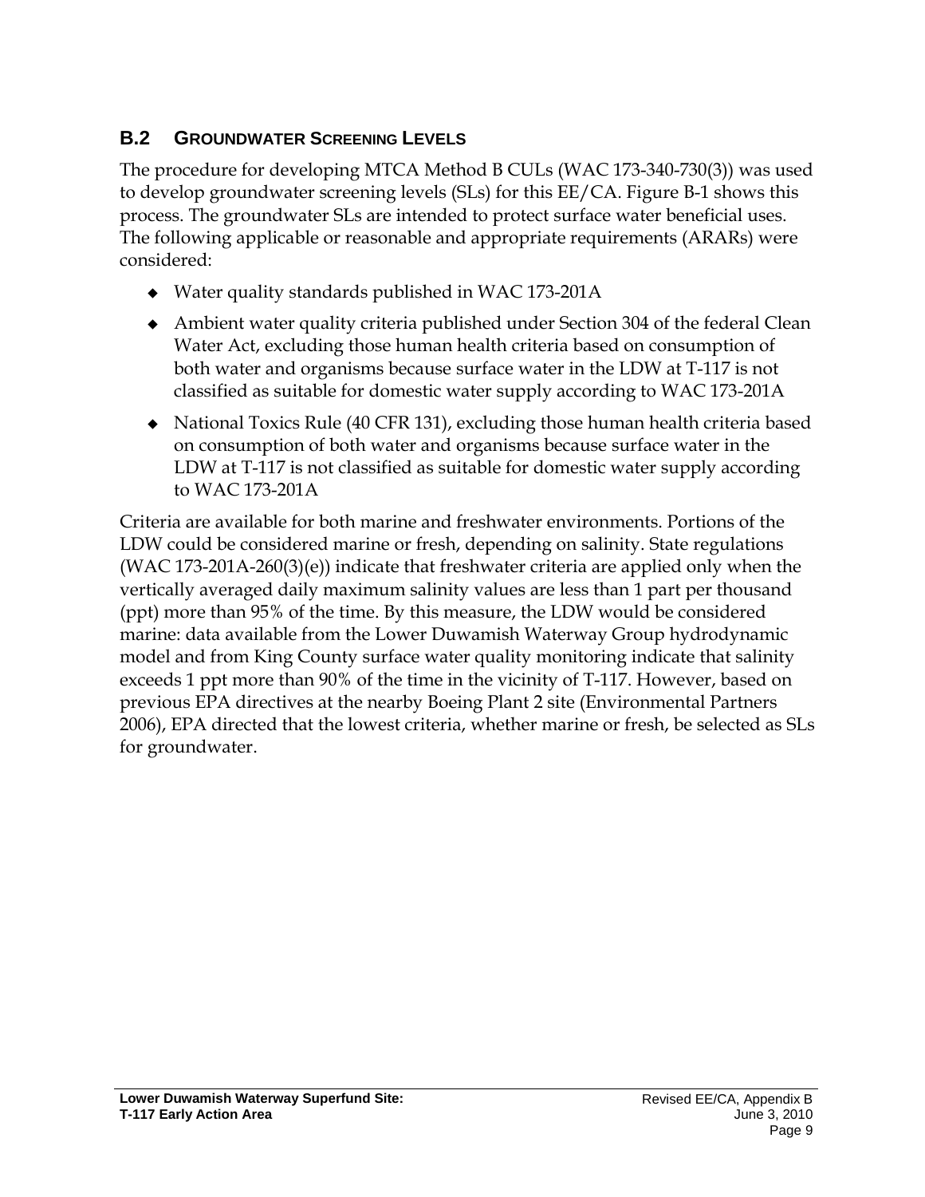## B.2 GROUNDWATER SCREENING LEVELS

The procedure for developing MTCA Method B CULs (WAC 173-340-730(3)) was used to develop groundwater screening levels (SLs) for this EE/CA. Figure B-1 shows this process. The groundwater SLs are intended to protect surface water beneficial uses. The following applicable or reasonable and appropriate requirements (ARARs) were considered:

- Water quality standards published in WAC 173-201A
- Ambient water quality criteria published under Section 304 of the federal Clean Water Act, excluding those human health criteria based on consumption of both water and organisms because surface water in the LDW at T-117 is not classified as suitable for domestic water supply according to WAC 173-201A
- National Toxics Rule (40 CFR 131), excluding those human health criteria based on consumption of both water and organisms because surface water in the LDW at T-117 is not classified as suitable for domestic water supply according to WAC 173-201A

Criteria are available for both marine and freshwater environments. Portions of the LDW could be considered marine or fresh, depending on salinity. State regulations (WAC 173-201A-260(3)(e)) indicate that freshwater criteria are applied only when the vertically averaged daily maximum salinity values are less than 1 part per thousand (ppt) more than 95% of the time. By this measure, the LDW would be considered marine: data available from the Lower Duwamish Waterway Group hydrodynamic model and from King County surface water quality monitoring indicate that salinity exceeds 1 ppt more than 90% of the time in the vicinity of T-117. However, based on previous EPA directives at the nearby Boeing Plant 2 site (Environmental Partners 2006), EPA directed that the lowest criteria, whether marine or fresh, be selected as SLs for groundwater.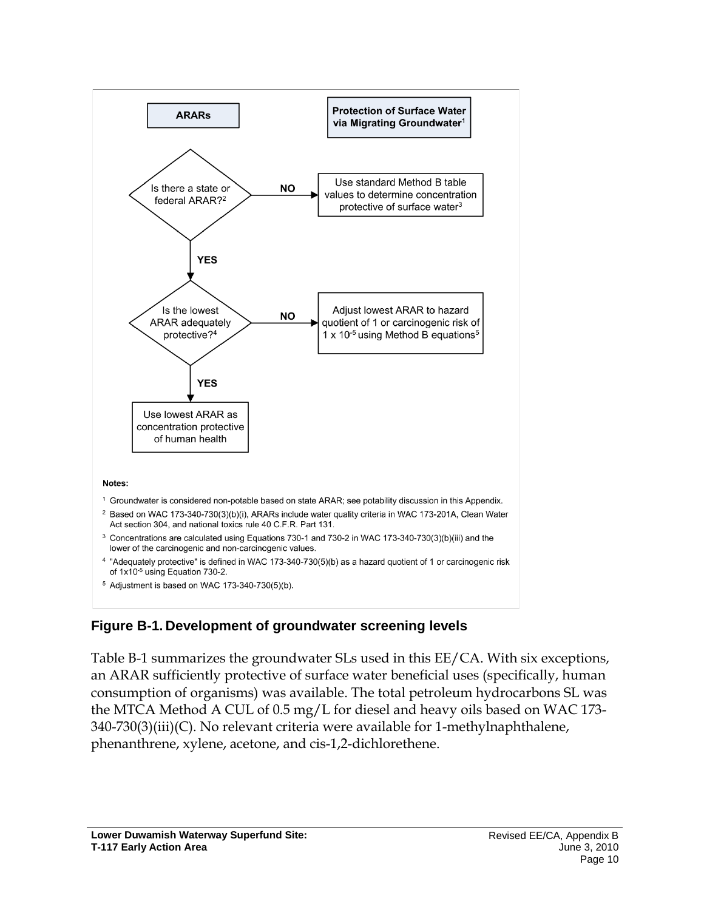**ARARs**

**Protection of Surface Water via Migrating Groundwater**[1]

Is there a state or federal ARAR?[2] — **NO** → Use standard Method B table values to determine concentration protective of surface water[3]

**YES** ↓

Is the lowest ARAR adequately protective?[4] — **NO** → Adjust lowest ARAR to hazard quotient of 1 or carcinogenic risk of $1 \times 10^{-5}$ using Method B equations[5]

**YES** ↓

Use lowest ARAR as concentration protective of human health

**Notes:**

[1] Groundwater is considered non-potable based on state ARAR; see potability discussion in this Appendix.

[2] Based on WAC 173-340-730(3)(b)(i), ARARs include water quality criteria in WAC 173-201A, Clean Water Act section 304, and national toxics rule 40 C.F.R. Part 131.

[3] Concentrations are calculated using Equations 730-1 and 730-2 in WAC 173-340-730(3)(b)(iii) and the lower of the carcinogenic and non-carcinogenic values.

[4] "Adequately protective" is defined in WAC 173-340-730(5)(b) as a hazard quotient of 1 or carcinogenic risk of $1 \times 10^{-5}$ using Equation 730-2.

[5] Adjustment is based on WAC 173-340-730(5)(b).

**Figure B-1. Development of groundwater screening levels**

Table B-1 summarizes the groundwater SLs used in this EE/CA. With six exceptions, an ARAR sufficiently protective of surface water beneficial uses (specifically, human consumption of organisms) was available. The total petroleum hydrocarbons SL was the MTCA Method A CUL of 0.5 mg/L for diesel and heavy oils based on WAC 173-340-730(3)(iii)(C). No relevant criteria were available for 1-methylnaphthalene, phenanthrene, xylene, acetone, and cis-1,2-dichlorethene.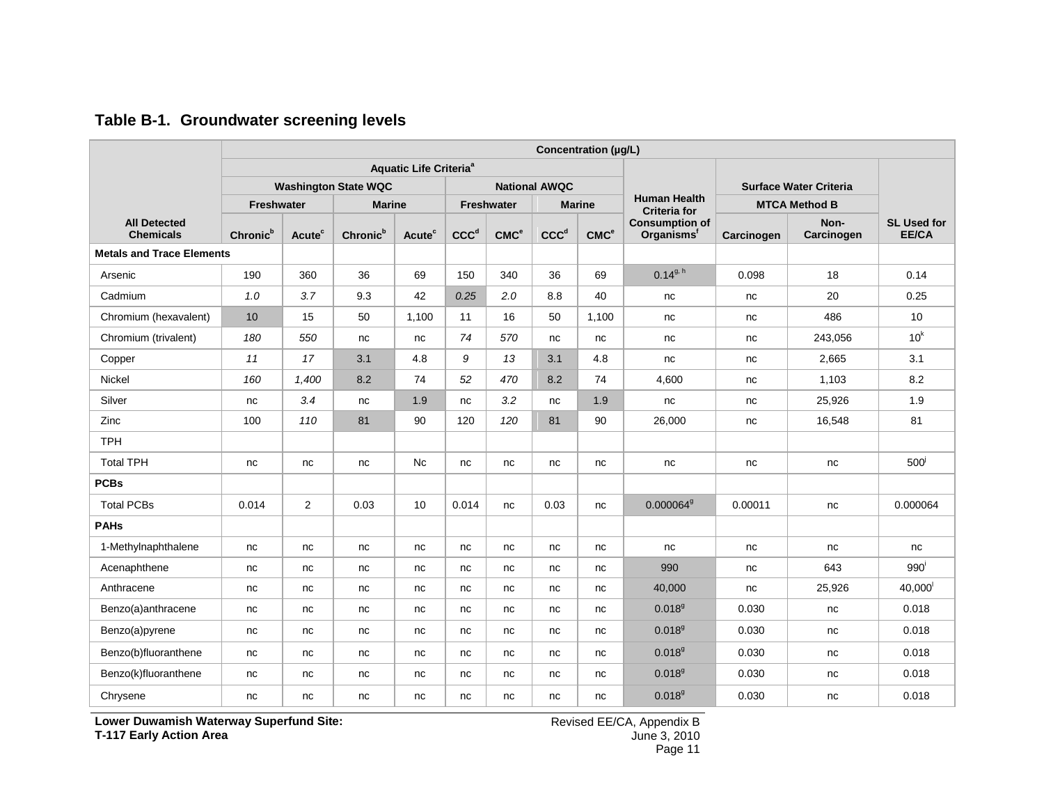**Table B-1. Groundwater screening levels**

| All Detected Chemicals | Concentration (µg/L) | | | | | | | | | | | |
|---|---|---|---|---|---|---|---|---|---|---|---|---|
| | Aquatic Life Criteria[a] | | | | | | | | Human Health Criteria for Consumption of Organisms[f] | Surface Water Criteria | | SL Used for EE/CA |
| | Washington State WQC | | | | National AWQC | | | | | MTCA Method B | | |
| | Freshwater | | Marine | | Freshwater | | Marine | | | | | |
| | Chronic[b] | Acute[c] | Chronic[b] | Acute[c] | CCC[d] | CMC[e] | CCC[d] | CMC[e] | | Carcinogen | Non-Carcinogen | |
| **Metals and Trace Elements** | | | | | | | | | | | | |
| Arsenic | 190 | 360 | 36 | 69 | 150 | 340 | 36 | 69 | 0.14[g, h] | 0.098 | 18 | 0.14 |
| Cadmium | *1.0* | *3.7* | 9.3 | 42 | *0.25* | *2.0* | 8.8 | 40 | nc | nc | 20 | 0.25 |
| Chromium (hexavalent) | 10 | 15 | 50 | 1,100 | 11 | 16 | 50 | 1,100 | nc | nc | 486 | 10 |
| Chromium (trivalent) | *180* | *550* | nc | nc | *74* | *570* | nc | nc | nc | nc | 243,056 | 10[k] |
| Copper | *11* | *17* | 3.1 | 4.8 | *9* | *13* | 3.1 | 4.8 | nc | nc | 2,665 | 3.1 |
| Nickel | *160* | *1,400* | 8.2 | 74 | *52* | *470* | 8.2 | 74 | 4,600 | nc | 1,103 | 8.2 |
| Silver | nc | *3.4* | nc | 1.9 | nc | *3.2* | nc | 1.9 | nc | nc | 25,926 | 1.9 |
| Zinc | 100 | *110* | 81 | 90 | 120 | *120* | 81 | 90 | 26,000 | nc | 16,548 | 81 |
| TPH | | | | | | | | | | | | |
| Total TPH | nc | nc | nc | Nc | nc | nc | nc | nc | nc | nc | nc | 500[j] |
| **PCBs** | | | | | | | | | | | | |
| Total PCBs | 0.014 | 2 | 0.03 | 10 | 0.014 | nc | 0.03 | nc | 0.000064[g] | 0.00011 | nc | 0.000064 |
| **PAHs** | | | | | | | | | | | | |
| 1-Methylnaphthalene | nc | nc | nc | nc | nc | nc | nc | nc | nc | nc | nc | nc |
| Acenaphthene | nc | nc | nc | nc | nc | nc | nc | nc | 990 | nc | 643 | 990[l] |
| Anthracene | nc | nc | nc | nc | nc | nc | nc | nc | 40,000 | nc | 25,926 | 40,000[l] |
| Benzo(a)anthracene | nc | nc | nc | nc | nc | nc | nc | nc | 0.018[g] | 0.030 | nc | 0.018 |
| Benzo(a)pyrene | nc | nc | nc | nc | nc | nc | nc | nc | 0.018[g] | 0.030 | nc | 0.018 |
| Benzo(b)fluoranthene | nc | nc | nc | nc | nc | nc | nc | nc | 0.018[g] | 0.030 | nc | 0.018 |
| Benzo(k)fluoranthene | nc | nc | nc | nc | nc | nc | nc | nc | 0.018[g] | 0.030 | nc | 0.018 |
| Chrysene | nc | nc | nc | nc | nc | nc | nc | nc | 0.018[g] | 0.030 | nc | 0.018 |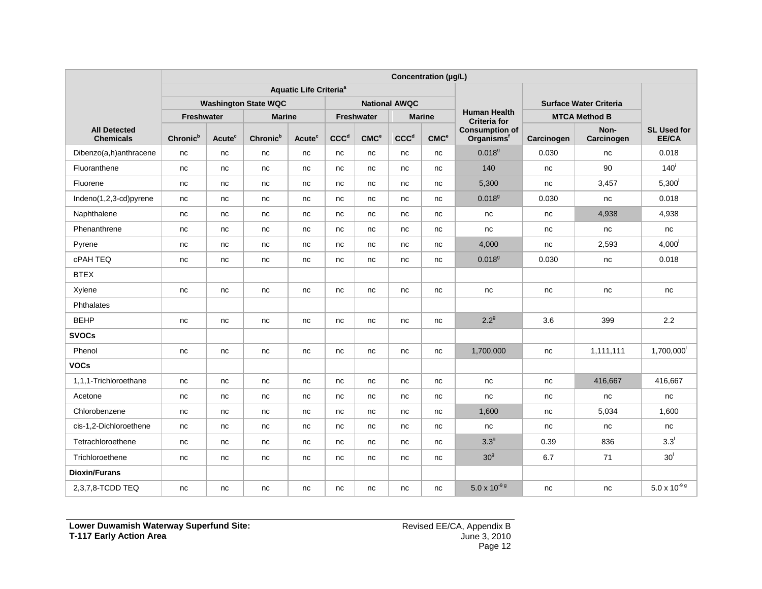| All Detected Chemicals | Concentration (µg/L) | | | | | | | | | | | |
|---|---|---|---|---|---|---|---|---|---|---|---|---|
| | Aquatic Life Criteria[a] | | | | | | | | Human Health Criteria for Consumption of Organisms[f] | Surface Water Criteria | | SL Used for EE/CA |
| | Washington State WQC | | | | National AWQC | | | | | MTCA Method B | | |
| | Freshwater | | Marine | | Freshwater | | Marine | | | | | |
| | Chronic[b] | Acute[c] | Chronic[b] | Acute[c] | CCC[d] | CMC[e] | CCC[d] | CMC[e] | | Carcinogen | Non-Carcinogen | |
| Dibenzo(a,h)anthracene | nc | nc | nc | nc | nc | nc | nc | nc | 0.018[g] | 0.030 | nc | 0.018 |
| Fluoranthene | nc | nc | nc | nc | nc | nc | nc | nc | 140 | nc | 90 | 140[i] |
| Fluorene | nc | nc | nc | nc | nc | nc | nc | nc | 5,300 | nc | 3,457 | 5,300[i] |
| Indeno(1,2,3-cd)pyrene | nc | nc | nc | nc | nc | nc | nc | nc | 0.018[g] | 0.030 | nc | 0.018 |
| Naphthalene | nc | nc | nc | nc | nc | nc | nc | nc | nc | nc | 4,938 | 4,938 |
| Phenanthrene | nc | nc | nc | nc | nc | nc | nc | nc | nc | nc | nc | nc |
| Pyrene | nc | nc | nc | nc | nc | nc | nc | nc | 4,000 | nc | 2,593 | 4,000[i] |
| cPAH TEQ | nc | nc | nc | nc | nc | nc | nc | nc | 0.018[g] | 0.030 | nc | 0.018 |
| BTEX | | | | | | | | | | | | |
| Xylene | nc | nc | nc | nc | nc | nc | nc | nc | nc | nc | nc | nc |
| Phthalates | | | | | | | | | | | | |
| BEHP | nc | nc | nc | nc | nc | nc | nc | nc | 2.2[g] | 3.6 | 399 | 2.2 |
| **SVOCs** | | | | | | | | | | | | |
| Phenol | nc | nc | nc | nc | nc | nc | nc | nc | 1,700,000 | nc | 1,111,111 | 1,700,000[i] |
| **VOCs** | | | | | | | | | | | | |
| 1,1,1-Trichloroethane | nc | nc | nc | nc | nc | nc | nc | nc | nc | nc | 416,667 | 416,667 |
| Acetone | nc | nc | nc | nc | nc | nc | nc | nc | nc | nc | nc | nc |
| Chlorobenzene | nc | nc | nc | nc | nc | nc | nc | nc | 1,600 | nc | 5,034 | 1,600 |
| cis-1,2-Dichloroethene | nc | nc | nc | nc | nc | nc | nc | nc | nc | nc | nc | nc |
| Tetrachloroethene | nc | nc | nc | nc | nc | nc | nc | nc | 3.3[g] | 0.39 | 836 | 3.3[i] |
| Trichloroethene | nc | nc | nc | nc | nc | nc | nc | nc | 30[g] | 6.7 | 71 | 30[i] |
| **Dioxin/Furans** | | | | | | | | | | | | |
| 2,3,7,8-TCDD TEQ | nc | nc | nc | nc | nc | nc | nc | nc | $5.0 \times 10^{-9}$ [g] | nc | nc | $5.0 \times 10^{-9}$ [g] |

**Lower Duwamish Waterway Superfund Site:**
**T-117 Early Action Area**

Revised EE/CA, Appendix B
June 3, 2010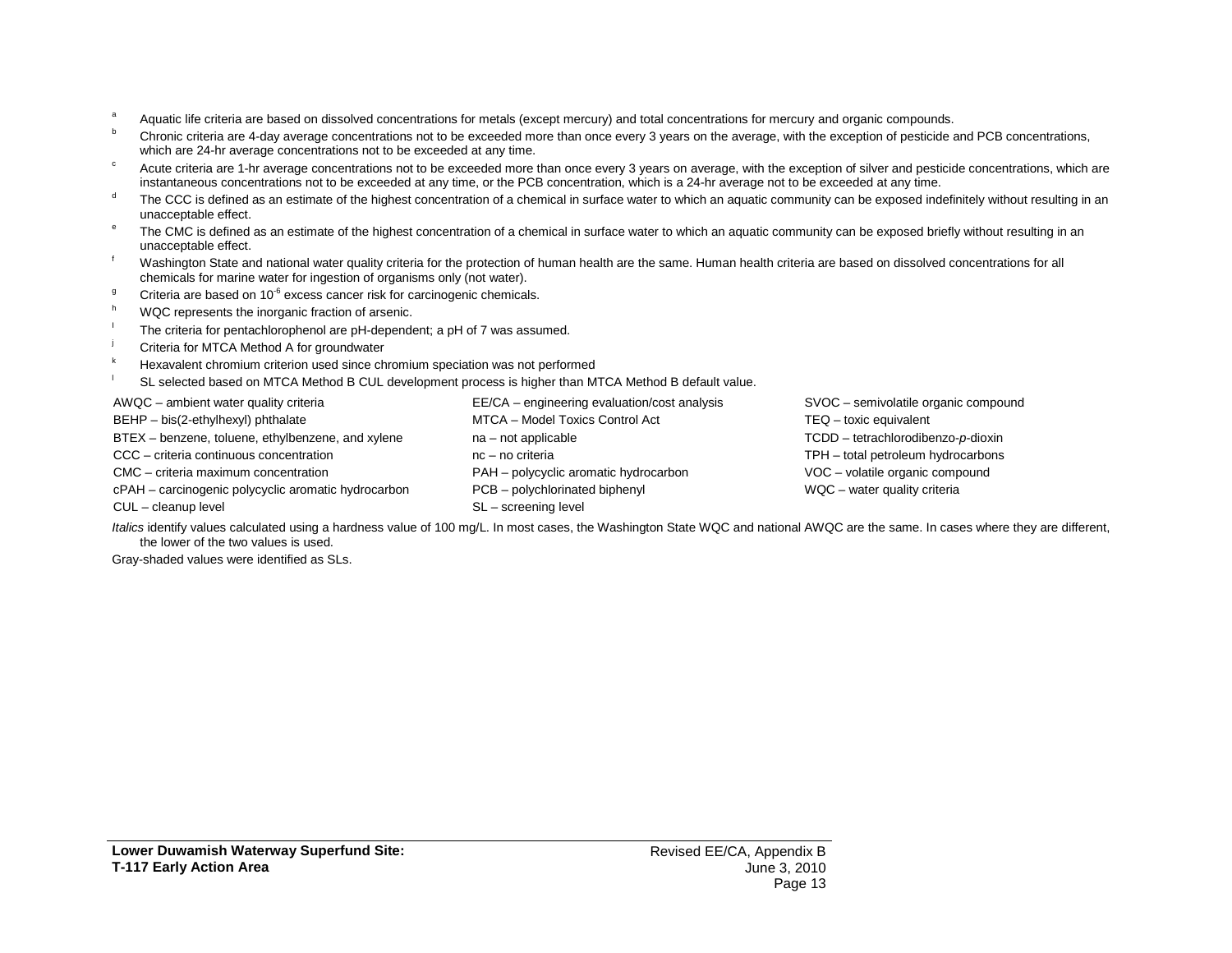[a] Aquatic life criteria are based on dissolved concentrations for metals (except mercury) and total concentrations for mercury and organic compounds.

[b] Chronic criteria are 4-day average concentrations not to be exceeded more than once every 3 years on the average, with the exception of pesticide and PCB concentrations, which are 24-hr average concentrations not to be exceeded at any time.

[c] Acute criteria are 1-hr average concentrations not to be exceeded more than once every 3 years on average, with the exception of silver and pesticide concentrations, which are instantaneous concentrations not to be exceeded at any time, or the PCB concentration, which is a 24-hr average not to be exceeded at any time.

[d] The CCC is defined as an estimate of the highest concentration of a chemical in surface water to which an aquatic community can be exposed indefinitely without resulting in an unacceptable effect.

[e] The CMC is defined as an estimate of the highest concentration of a chemical in surface water to which an aquatic community can be exposed briefly without resulting in an unacceptable effect.

[f] Washington State and national water quality criteria for the protection of human health are the same. Human health criteria are based on dissolved concentrations for all chemicals for marine water for ingestion of organisms only (not water).

[g] Criteria are based on $10^{-6}$ excess cancer risk for carcinogenic chemicals.

[h] WQC represents the inorganic fraction of arsenic.

[i] The criteria for pentachlorophenol are pH-dependent; a pH of 7 was assumed.

[j] Criteria for MTCA Method A for groundwater

[k] Hexavalent chromium criterion used since chromium speciation was not performed

[l] SL selected based on MTCA Method B CUL development process is higher than MTCA Method B default value.

AWQC – ambient water quality criteria
BEHP – bis(2-ethylhexyl) phthalate
BTEX – benzene, toluene, ethylbenzene, and xylene
CCC – criteria continuous concentration
CMC – criteria maximum concentration
cPAH – carcinogenic polycyclic aromatic hydrocarbon
CUL – cleanup level
EE/CA – engineering evaluation/cost analysis
MTCA – Model Toxics Control Act
na – not applicable
nc – no criteria
PAH – polycyclic aromatic hydrocarbon
PCB – polychlorinated biphenyl
SL – screening level
SVOC – semivolatile organic compound
TEQ – toxic equivalent
TCDD – tetrachlorodibenzo-*p*-dioxin
TPH – total petroleum hydrocarbons
VOC – volatile organic compound
WQC – water quality criteria

*Italics* identify values calculated using a hardness value of 100 mg/L. In most cases, the Washington State WQC and national AWQC are the same. In cases where they are different, the lower of the two values is used.

Gray-shaded values were identified as SLs.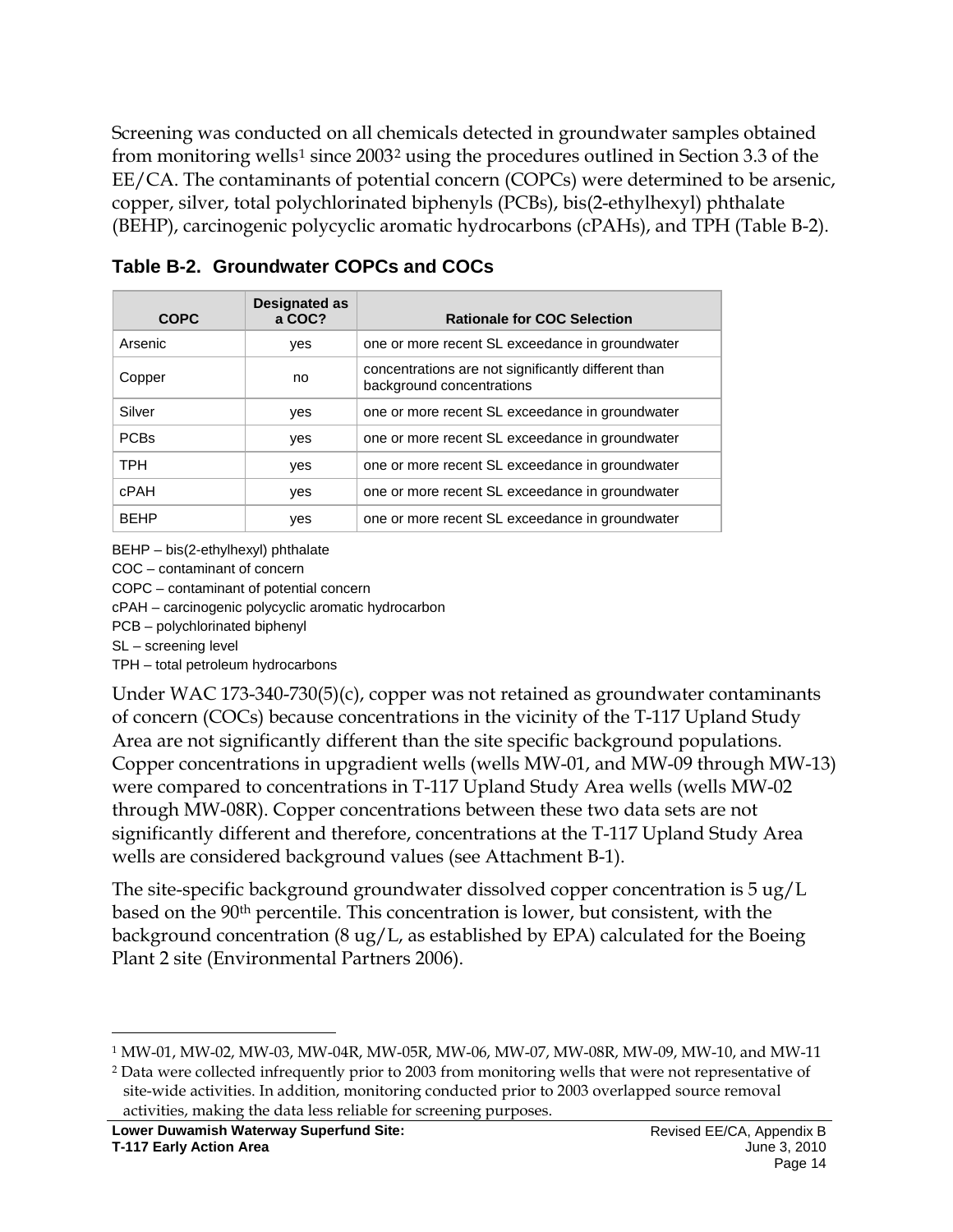Screening was conducted on all chemicals detected in groundwater samples obtained from monitoring wells[1] since 2003[2] using the procedures outlined in Section 3.3 of the EE/CA. The contaminants of potential concern (COPCs) were determined to be arsenic, copper, silver, total polychlorinated biphenyls (PCBs), bis(2-ethylhexyl) phthalate (BEHP), carcinogenic polycyclic aromatic hydrocarbons (cPAHs), and TPH (Table B-2).

**Table B-2. Groundwater COPCs and COCs**

| COPC | Designated as a COC? | Rationale for COC Selection |
|---|---|---|
| Arsenic | yes | one or more recent SL exceedance in groundwater |
| Copper | no | concentrations are not significantly different than background concentrations |
| Silver | yes | one or more recent SL exceedance in groundwater |
| PCBs | yes | one or more recent SL exceedance in groundwater |
| TPH | yes | one or more recent SL exceedance in groundwater |
| cPAH | yes | one or more recent SL exceedance in groundwater |
| BEHP | yes | one or more recent SL exceedance in groundwater |

BEHP – bis(2-ethylhexyl) phthalate
COC – contaminant of concern
COPC – contaminant of potential concern
cPAH – carcinogenic polycyclic aromatic hydrocarbon
PCB – polychlorinated biphenyl
SL – screening level
TPH – total petroleum hydrocarbons

Under WAC 173-340-730(5)(c), copper was not retained as groundwater contaminants of concern (COCs) because concentrations in the vicinity of the T-117 Upland Study Area are not significantly different than the site specific background populations. Copper concentrations in upgradient wells (wells MW-01, and MW-09 through MW-13) were compared to concentrations in T-117 Upland Study Area wells (wells MW-02 through MW-08R). Copper concentrations between these two data sets are not significantly different and therefore, concentrations at the T-117 Upland Study Area wells are considered background values (see Attachment B-1).

The site-specific background groundwater dissolved copper concentration is 5 ug/L based on the 90th percentile. This concentration is lower, but consistent, with the background concentration (8 ug/L, as established by EPA) calculated for the Boeing Plant 2 site (Environmental Partners 2006).

---

[1] MW-01, MW-02, MW-03, MW-04R, MW-05R, MW-06, MW-07, MW-08R, MW-09, MW-10, and MW-11

[2] Data were collected infrequently prior to 2003 from monitoring wells that were not representative of site-wide activities. In addition, monitoring conducted prior to 2003 overlapped source removal activities, making the data less reliable for screening purposes.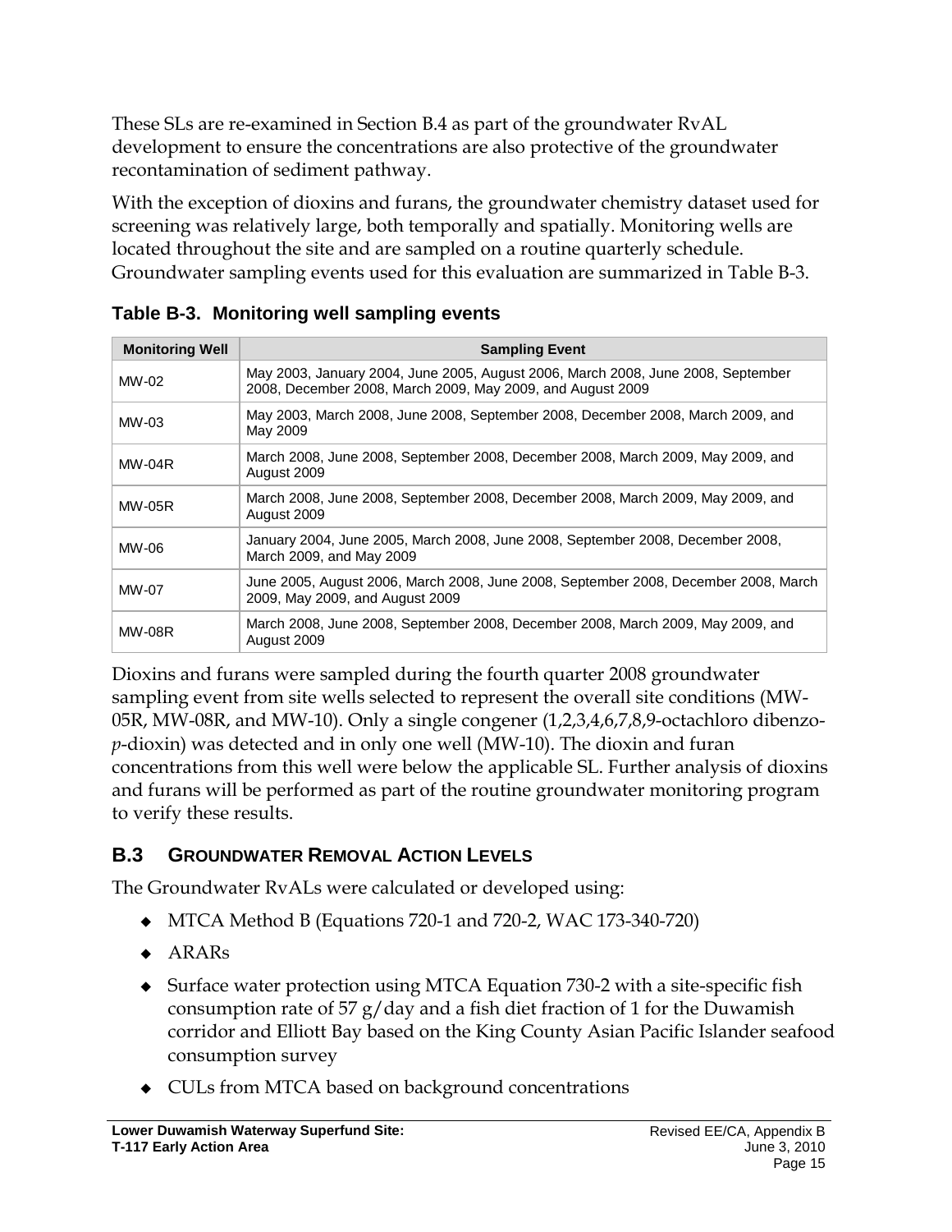These SLs are re-examined in Section B.4 as part of the groundwater RvAL development to ensure the concentrations are also protective of the groundwater recontamination of sediment pathway.

With the exception of dioxins and furans, the groundwater chemistry dataset used for screening was relatively large, both temporally and spatially. Monitoring wells are located throughout the site and are sampled on a routine quarterly schedule. Groundwater sampling events used for this evaluation are summarized in Table B-3.

**Table B-3. Monitoring well sampling events**

| Monitoring Well | Sampling Event |
|---|---|
| MW-02 | May 2003, January 2004, June 2005, August 2006, March 2008, June 2008, September 2008, December 2008, March 2009, May 2009, and August 2009 |
| MW-03 | May 2003, March 2008, June 2008, September 2008, December 2008, March 2009, and May 2009 |
| MW-04R | March 2008, June 2008, September 2008, December 2008, March 2009, May 2009, and August 2009 |
| MW-05R | March 2008, June 2008, September 2008, December 2008, March 2009, May 2009, and August 2009 |
| MW-06 | January 2004, June 2005, March 2008, June 2008, September 2008, December 2008, March 2009, and May 2009 |
| MW-07 | June 2005, August 2006, March 2008, June 2008, September 2008, December 2008, March 2009, May 2009, and August 2009 |
| MW-08R | March 2008, June 2008, September 2008, December 2008, March 2009, May 2009, and August 2009 |

Dioxins and furans were sampled during the fourth quarter 2008 groundwater sampling event from site wells selected to represent the overall site conditions (MW-05R, MW-08R, and MW-10). Only a single congener (1,2,3,4,6,7,8,9-octachloro dibenzo-*p*-dioxin) was detected and in only one well (MW-10). The dioxin and furan concentrations from this well were below the applicable SL. Further analysis of dioxins and furans will be performed as part of the routine groundwater monitoring program to verify these results.

## B.3 GROUNDWATER REMOVAL ACTION LEVELS

The Groundwater RvALs were calculated or developed using:

- MTCA Method B (Equations 720-1 and 720-2, WAC 173-340-720)
- ARARs
- Surface water protection using MTCA Equation 730-2 with a site-specific fish consumption rate of 57 g/day and a fish diet fraction of 1 for the Duwamish corridor and Elliott Bay based on the King County Asian Pacific Islander seafood consumption survey
- CULs from MTCA based on background concentrations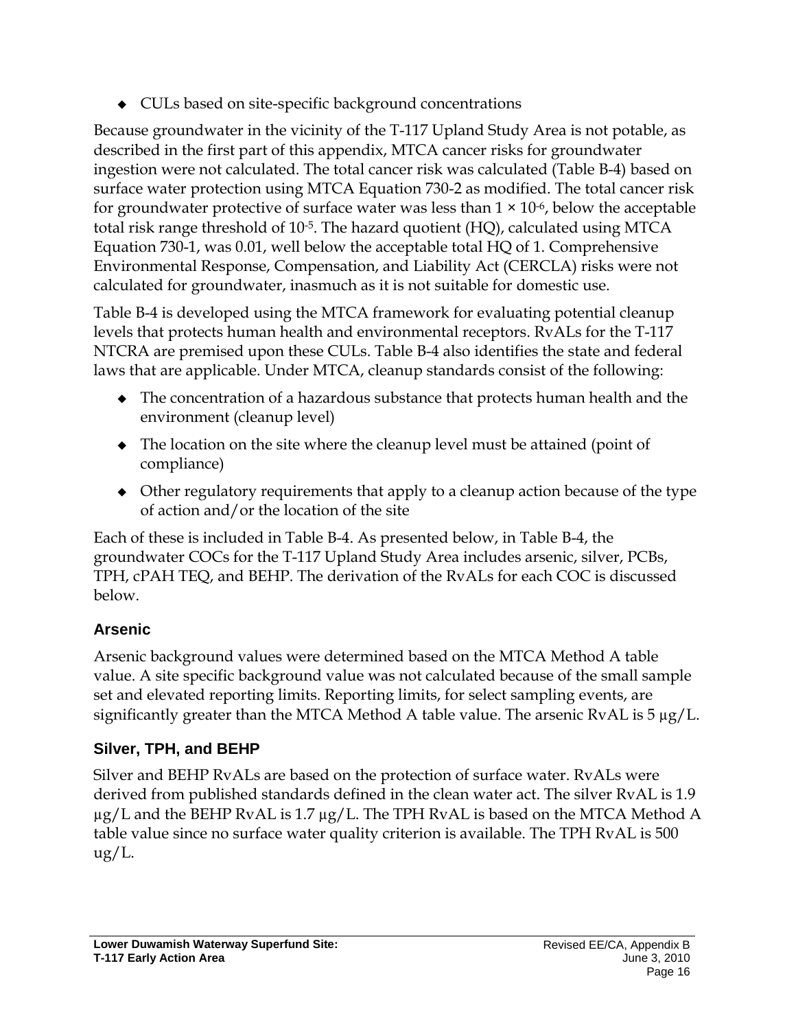- CULs based on site-specific background concentrations

Because groundwater in the vicinity of the T-117 Upland Study Area is not potable, as described in the first part of this appendix, MTCA cancer risks for groundwater ingestion were not calculated. The total cancer risk was calculated (Table B-4) based on surface water protection using MTCA Equation 730-2 as modified. The total cancer risk for groundwater protective of surface water was less than $1 \times 10^{-6}$, below the acceptable total risk range threshold of $10^{-5}$. The hazard quotient (HQ), calculated using MTCA Equation 730-1, was 0.01, well below the acceptable total HQ of 1. Comprehensive Environmental Response, Compensation, and Liability Act (CERCLA) risks were not calculated for groundwater, inasmuch as it is not suitable for domestic use.

Table B-4 is developed using the MTCA framework for evaluating potential cleanup levels that protects human health and environmental receptors. RvALs for the T-117 NTCRA are premised upon these CULs. Table B-4 also identifies the state and federal laws that are applicable. Under MTCA, cleanup standards consist of the following:

- The concentration of a hazardous substance that protects human health and the environment (cleanup level)
- The location on the site where the cleanup level must be attained (point of compliance)
- Other regulatory requirements that apply to a cleanup action because of the type of action and/or the location of the site

Each of these is included in Table B-4. As presented below, in Table B-4, the groundwater COCs for the T-117 Upland Study Area includes arsenic, silver, PCBs, TPH, cPAH TEQ, and BEHP. The derivation of the RvALs for each COC is discussed below.

### Arsenic

Arsenic background values were determined based on the MTCA Method A table value. A site specific background value was not calculated because of the small sample set and elevated reporting limits. Reporting limits, for select sampling events, are significantly greater than the MTCA Method A table value. The arsenic RvAL is 5 µg/L.

### Silver, TPH, and BEHP

Silver and BEHP RvALs are based on the protection of surface water. RvALs were derived from published standards defined in the clean water act. The silver RvAL is 1.9 µg/L and the BEHP RvAL is 1.7 µg/L. The TPH RvAL is based on the MTCA Method A table value since no surface water quality criterion is available. The TPH RvAL is 500 ug/L.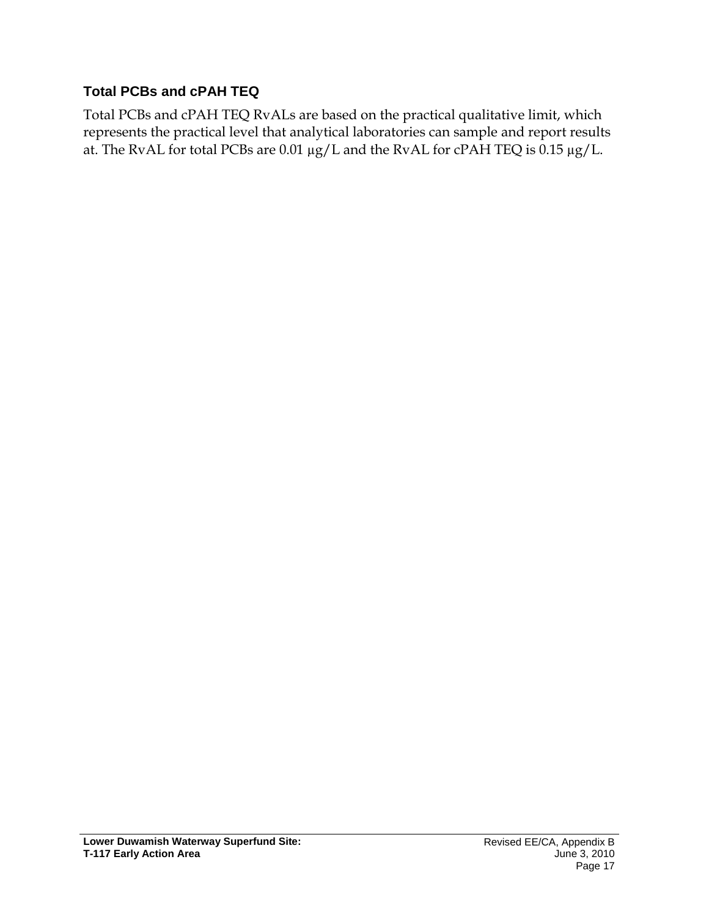## Total PCBs and cPAH TEQ

Total PCBs and cPAH TEQ RvALs are based on the practical qualitative limit, which represents the practical level that analytical laboratories can sample and report results at. The RvAL for total PCBs are 0.01 µg/L and the RvAL for cPAH TEQ is 0.15 µg/L.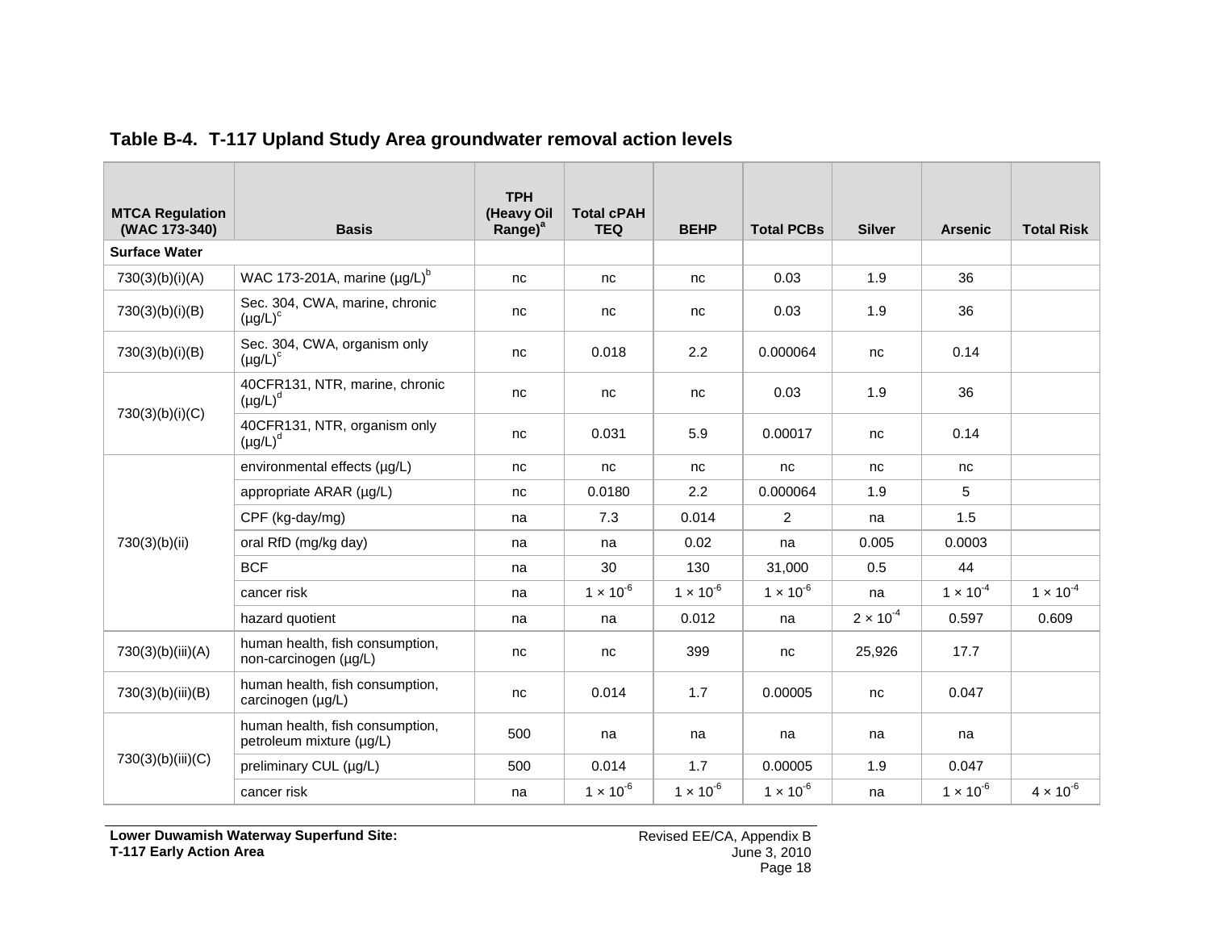**Table B-4. T-117 Upland Study Area groundwater removal action levels**

| MTCA Regulation (WAC 173-340) | Basis | TPH (Heavy Oil Range)[a] | Total cPAH TEQ | BEHP | Total PCBs | Silver | Arsenic | Total Risk |
|---|---|---|---|---|---|---|---|---|
| **Surface Water** | | | | | | | | |
| 730(3)(b)(i)(A) | WAC 173-201A, marine (µg/L)[b] | nc | nc | nc | 0.03 | 1.9 | 36 | |
| 730(3)(b)(i)(B) | Sec. 304, CWA, marine, chronic (µg/L)[c] | nc | nc | nc | 0.03 | 1.9 | 36 | |
| 730(3)(b)(i)(B) | Sec. 304, CWA, organism only (µg/L)[c] | nc | 0.018 | 2.2 | 0.000064 | nc | 0.14 | |
| 730(3)(b)(i)(C) | 40CFR131, NTR, marine, chronic (µg/L)[d] | nc | nc | nc | 0.03 | 1.9 | 36 | |
| | 40CFR131, NTR, organism only (µg/L)[d] | nc | 0.031 | 5.9 | 0.00017 | nc | 0.14 | |
| 730(3)(b)(ii) | environmental effects (µg/L) | nc | nc | nc | nc | nc | nc | |
| | appropriate ARAR (µg/L) | nc | 0.0180 | 2.2 | 0.000064 | 1.9 | 5 | |
| | CPF (kg-day/mg) | na | 7.3 | 0.014 | 2 | na | 1.5 | |
| | oral RfD (mg/kg day) | na | na | 0.02 | na | 0.005 | 0.0003 | |
| | BCF | na | 30 | 130 | 31,000 | 0.5 | 44 | |
| | cancer risk | na | $1 \times 10^{-6}$ | $1 \times 10^{-6}$ | $1 \times 10^{-6}$ | na | $1 \times 10^{-4}$ | $1 \times 10^{-4}$ |
| | hazard quotient | na | na | 0.012 | na | $2 \times 10^{-4}$ | 0.597 | 0.609 |
| 730(3)(b)(iii)(A) | human health, fish consumption, non-carcinogen (µg/L) | nc | nc | 399 | nc | 25,926 | 17.7 | |
| 730(3)(b)(iii)(B) | human health, fish consumption, carcinogen (µg/L) | nc | 0.014 | 1.7 | 0.00005 | nc | 0.047 | |
| 730(3)(b)(iii)(C) | human health, fish consumption, petroleum mixture (µg/L) | 500 | na | na | na | na | na | |
| | preliminary CUL (µg/L) | 500 | 0.014 | 1.7 | 0.00005 | 1.9 | 0.047 | |
| | cancer risk | na | $1 \times 10^{-6}$ | $1 \times 10^{-6}$ | $1 \times 10^{-6}$ | na | $1 \times 10^{-6}$ | $4 \times 10^{-6}$ |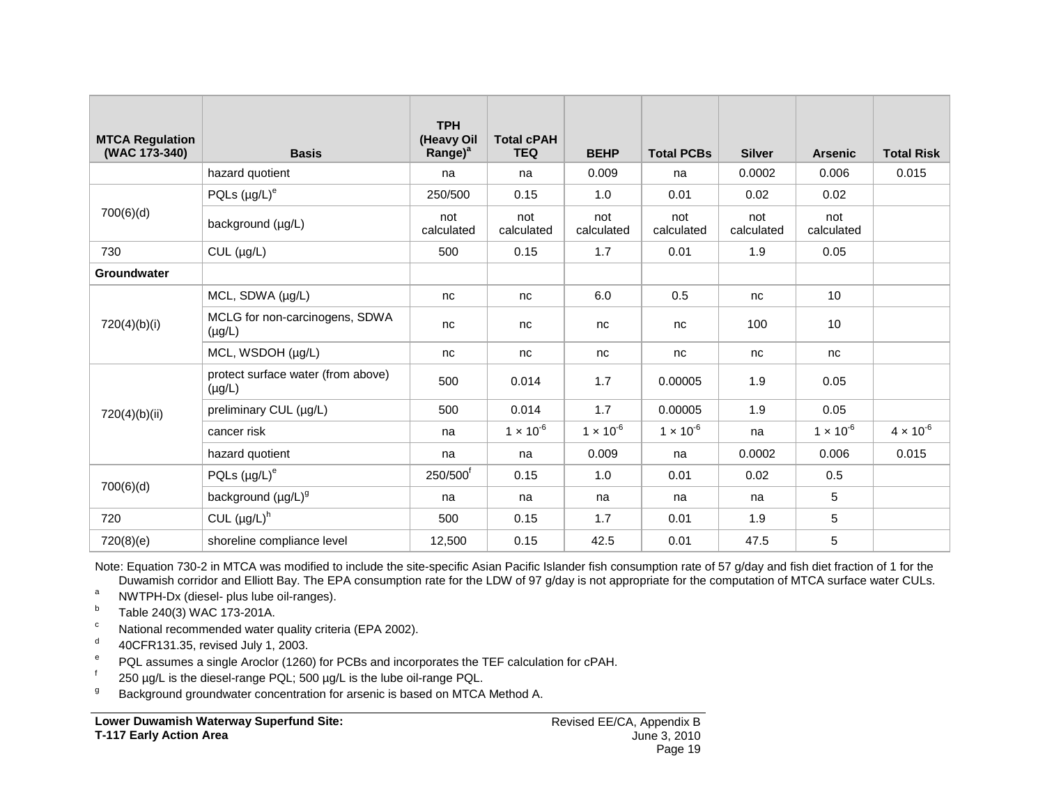| MTCA Regulation (WAC 173-340) | Basis | TPH (Heavy Oil Range)[a] | Total cPAH TEQ | BEHP | Total PCBs | Silver | Arsenic | Total Risk |
|---|---|---|---|---|---|---|---|---|
| | hazard quotient | na | na | 0.009 | na | 0.0002 | 0.006 | 0.015 |
| 700(6)(d) | PQLs (µg/L)[e] | 250/500 | 0.15 | 1.0 | 0.01 | 0.02 | 0.02 | |
| | background (µg/L) | not calculated | not calculated | not calculated | not calculated | not calculated | not calculated | |
| 730 | CUL (µg/L) | 500 | 0.15 | 1.7 | 0.01 | 1.9 | 0.05 | |
| **Groundwater** | | | | | | | | |
| 720(4)(b)(i) | MCL, SDWA (µg/L) | nc | nc | 6.0 | 0.5 | nc | 10 | |
| | MCLG for non-carcinogens, SDWA (µg/L) | nc | nc | nc | nc | 100 | 10 | |
| | MCL, WSDOH (µg/L) | nc | nc | nc | nc | nc | nc | |
| 720(4)(b)(ii) | protect surface water (from above) (µg/L) | 500 | 0.014 | 1.7 | 0.00005 | 1.9 | 0.05 | |
| | preliminary CUL (µg/L) | 500 | 0.014 | 1.7 | 0.00005 | 1.9 | 0.05 | |
| | cancer risk | na | $1 \times 10^{-6}$ | $1 \times 10^{-6}$ | $1 \times 10^{-6}$ | na | $1 \times 10^{-6}$ | $4 \times 10^{-6}$ |
| | hazard quotient | na | na | 0.009 | na | 0.0002 | 0.006 | 0.015 |
| 700(6)(d) | PQLs (µg/L)[e] | 250/500[f] | 0.15 | 1.0 | 0.01 | 0.02 | 0.5 | |
| | background (µg/L)[g] | na | na | na | na | na | 5 | |
| 720 | CUL (µg/L)[h] | 500 | 0.15 | 1.7 | 0.01 | 1.9 | 5 | |
| 720(8)(e) | shoreline compliance level | 12,500 | 0.15 | 42.5 | 0.01 | 47.5 | 5 | |

Note: Equation 730-2 in MTCA was modified to include the site-specific Asian Pacific Islander fish consumption rate of 57 g/day and fish diet fraction of 1 for the Duwamish corridor and Elliott Bay. The EPA consumption rate for the LDW of 97 g/day is not appropriate for the computation of MTCA surface water CULs.

[a] NWTPH-Dx (diesel- plus lube oil-ranges).

[b] Table 240(3) WAC 173-201A.

[c] National recommended water quality criteria (EPA 2002).

[d] 40CFR131.35, revised July 1, 2003.

[e] PQL assumes a single Aroclor (1260) for PCBs and incorporates the TEF calculation for cPAH.

[f] 250 µg/L is the diesel-range PQL; 500 µg/L is the lube oil-range PQL.

[g] Background groundwater concentration for arsenic is based on MTCA Method A.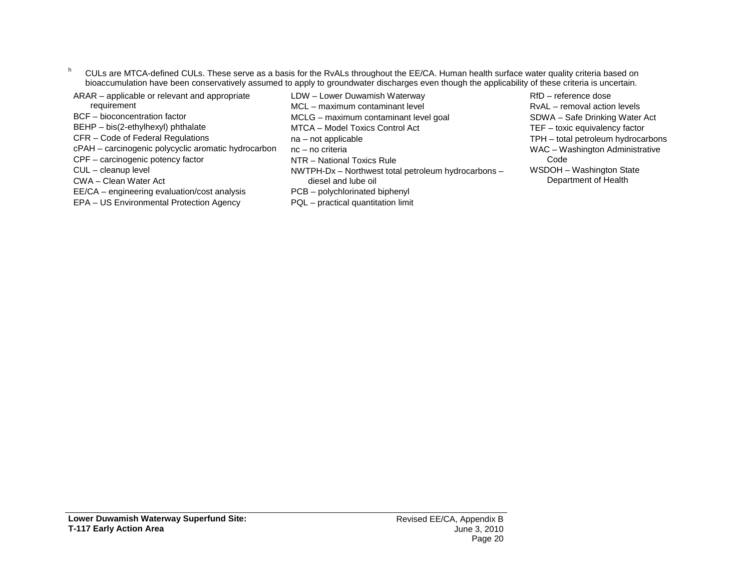[h] CULs are MTCA-defined CULs. These serve as a basis for the RvALs throughout the EE/CA. Human health surface water quality criteria based on bioaccumulation have been conservatively assumed to apply to groundwater discharges even though the applicability of these criteria is uncertain.

ARAR – applicable or relevant and appropriate requirement
BCF – bioconcentration factor
BEHP – bis(2-ethylhexyl) phthalate
CFR – Code of Federal Regulations
cPAH – carcinogenic polycyclic aromatic hydrocarbon
CPF – carcinogenic potency factor
CUL – cleanup level
CWA – Clean Water Act
EE/CA – engineering evaluation/cost analysis
EPA – US Environmental Protection Agency
LDW – Lower Duwamish Waterway
MCL – maximum contaminant level
MCLG – maximum contaminant level goal
MTCA – Model Toxics Control Act
na – not applicable
nc – no criteria
NTR – National Toxics Rule
NWTPH-Dx – Northwest total petroleum hydrocarbons – diesel and lube oil
PCB – polychlorinated biphenyl
PQL – practical quantitation limit
RfD – reference dose
RvAL – removal action levels
SDWA – Safe Drinking Water Act
TEF – toxic equivalency factor
TPH – total petroleum hydrocarbons
WAC – Washington Administrative Code
WSDOH – Washington State Department of Health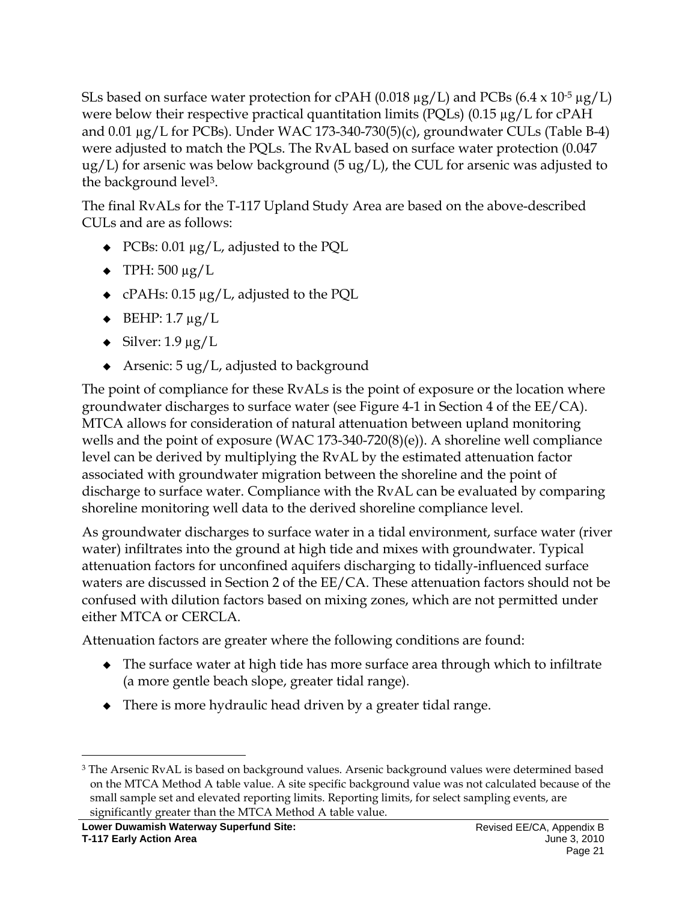SLs based on surface water protection for cPAH (0.018 µg/L) and PCBs ($6.4 \times 10^{-5}$ µg/L) were below their respective practical quantitation limits (PQLs) (0.15 µg/L for cPAH and 0.01 µg/L for PCBs). Under WAC 173-340-730(5)(c), groundwater CULs (Table B-4) were adjusted to match the PQLs. The RvAL based on surface water protection (0.047 ug/L) for arsenic was below background (5 ug/L), the CUL for arsenic was adjusted to the background level[3].

The final RvALs for the T-117 Upland Study Area are based on the above-described CULs and are as follows:

- PCBs: 0.01 µg/L, adjusted to the PQL
- TPH: 500 µg/L
- cPAHs: 0.15 µg/L, adjusted to the PQL
- BEHP: 1.7 µg/L
- Silver: 1.9 µg/L
- Arsenic: 5 ug/L, adjusted to background

The point of compliance for these RvALs is the point of exposure or the location where groundwater discharges to surface water (see Figure 4-1 in Section 4 of the EE/CA). MTCA allows for consideration of natural attenuation between upland monitoring wells and the point of exposure (WAC 173-340-720(8)(e)). A shoreline well compliance level can be derived by multiplying the RvAL by the estimated attenuation factor associated with groundwater migration between the shoreline and the point of discharge to surface water. Compliance with the RvAL can be evaluated by comparing shoreline monitoring well data to the derived shoreline compliance level.

As groundwater discharges to surface water in a tidal environment, surface water (river water) infiltrates into the ground at high tide and mixes with groundwater. Typical attenuation factors for unconfined aquifers discharging to tidally-influenced surface waters are discussed in Section 2 of the EE/CA. These attenuation factors should not be confused with dilution factors based on mixing zones, which are not permitted under either MTCA or CERCLA.

Attenuation factors are greater where the following conditions are found:

- The surface water at high tide has more surface area through which to infiltrate (a more gentle beach slope, greater tidal range).
- There is more hydraulic head driven by a greater tidal range.

[3] The Arsenic RvAL is based on background values. Arsenic background values were determined based on the MTCA Method A table value. A site specific background value was not calculated because of the small sample set and elevated reporting limits. Reporting limits, for select sampling events, are significantly greater than the MTCA Method A table value.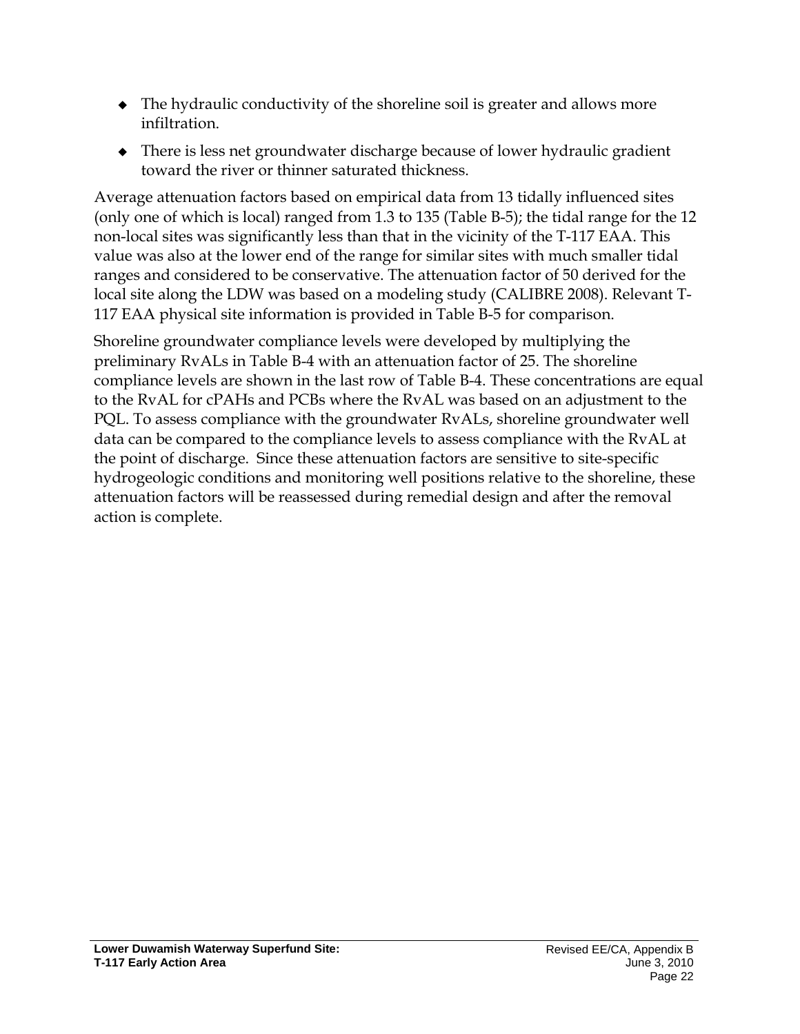- The hydraulic conductivity of the shoreline soil is greater and allows more infiltration.
- There is less net groundwater discharge because of lower hydraulic gradient toward the river or thinner saturated thickness.

Average attenuation factors based on empirical data from 13 tidally influenced sites (only one of which is local) ranged from 1.3 to 135 (Table B-5); the tidal range for the 12 non-local sites was significantly less than that in the vicinity of the T-117 EAA. This value was also at the lower end of the range for similar sites with much smaller tidal ranges and considered to be conservative. The attenuation factor of 50 derived for the local site along the LDW was based on a modeling study (CALIBRE 2008). Relevant T-117 EAA physical site information is provided in Table B-5 for comparison.

Shoreline groundwater compliance levels were developed by multiplying the preliminary RvALs in Table B-4 with an attenuation factor of 25. The shoreline compliance levels are shown in the last row of Table B-4. These concentrations are equal to the RvAL for cPAHs and PCBs where the RvAL was based on an adjustment to the PQL. To assess compliance with the groundwater RvALs, shoreline groundwater well data can be compared to the compliance levels to assess compliance with the RvAL at the point of discharge. Since these attenuation factors are sensitive to site-specific hydrogeologic conditions and monitoring well positions relative to the shoreline, these attenuation factors will be reassessed during remedial design and after the removal action is complete.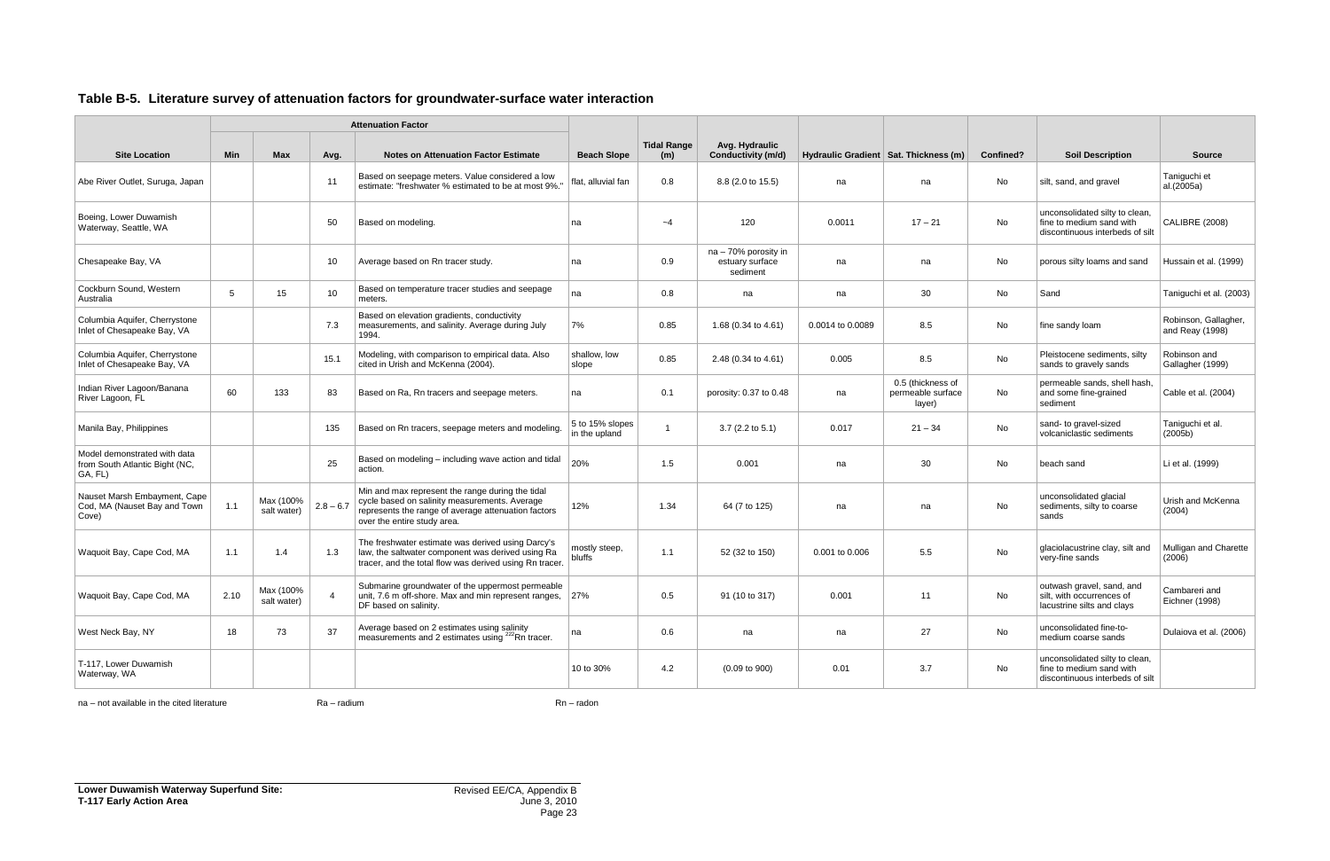## Table B-5. Literature survey of attenuation factors for groundwater-surface water interaction

| | Attenuation Factor | | | | | | | | | | | |
|---|---|---|---|---|---|---|---|---|---|---|---|---|
| **Site Location** | **Min** | **Max** | **Avg.** | **Notes on Attenuation Factor Estimate** | **Beach Slope** | **Tidal Range (m)** | **Avg. Hydraulic Conductivity (m/d)** | **Hydraulic Gradient** | **Sat. Thickness (m)** | **Confined?** | **Soil Description** | **Source** |
| Abe River Outlet, Suruga, Japan | | | 11 | Based on seepage meters. Value considered a low estimate: "freshwater % estimated to be at most 9%." | flat, alluvial fan | 0.8 | 8.8 (2.0 to 15.5) | na | na | No | silt, sand, and gravel | Taniguchi et al.(2005a) |
| Boeing, Lower Duwamish Waterway, Seattle, WA | | | 50 | Based on modeling. | na | ~4 | 120 | 0.0011 | 17 – 21 | No | unconsolidated silty to clean, fine to medium sand with discontinuous interbeds of silt | CALIBRE (2008) |
| Chesapeake Bay, VA | | | 10 | Average based on Rn tracer study. | na | 0.9 | na – 70% porosity in estuary surface sediment | na | na | No | porous silty loams and sand | Hussain et al. (1999) |
| Cockburn Sound, Western Australia | 5 | 15 | 10 | Based on temperature tracer studies and seepage meters. | na | 0.8 | na | na | 30 | No | Sand | Taniguchi et al. (2003) |
| Columbia Aquifer, Cherrystone Inlet of Chesapeake Bay, VA | | | 7.3 | Based on elevation gradients, conductivity measurements, and salinity. Average during July 1994. | 7% | 0.85 | 1.68 (0.34 to 4.61) | 0.0014 to 0.0089 | 8.5 | No | fine sandy loam | Robinson, Gallagher, and Reay (1998) |
| Columbia Aquifer, Cherrystone Inlet of Chesapeake Bay, VA | | | 15.1 | Modeling, with comparison to empirical data. Also cited in Urish and McKenna (2004). | shallow, low slope | 0.85 | 2.48 (0.34 to 4.61) | 0.005 | 8.5 | No | Pleistocene sediments, silty sands to gravely sands | Robinson and Gallagher (1999) |
| Indian River Lagoon/Banana River Lagoon, FL | 60 | 133 | 83 | Based on Ra, Rn tracers and seepage meters. | na | 0.1 | porosity: 0.37 to 0.48 | na | 0.5 (thickness of permeable surface layer) | No | permeable sands, shell hash, and some fine-grained sediment | Cable et al. (2004) |
| Manila Bay, Philippines | | | 135 | Based on Rn tracers, seepage meters and modeling. | 5 to 15% slopes in the upland | 1 | 3.7 (2.2 to 5.1) | 0.017 | 21 – 34 | No | sand- to gravel-sized volcaniclastic sediments | Taniguchi et al. (2005b) |
| Model demonstrated with data from South Atlantic Bight (NC, GA, FL) | | | 25 | Based on modeling – including wave action and tidal action. | 20% | 1.5 | 0.001 | na | 30 | No | beach sand | Li et al. (1999) |
| Nauset Marsh Embayment, Cape Cod, MA (Nauset Bay and Town Cove) | 1.1 | Max (100% salt water) | 2.8 – 6.7 | Min and max represent the range during the tidal cycle based on salinity measurements. Average represents the range of average attenuation factors over the entire study area. | 12% | 1.34 | 64 (7 to 125) | na | na | No | unconsolidated glacial sediments, silty to coarse sands | Urish and McKenna (2004) |
| Waquoit Bay, Cape Cod, MA | 1.1 | 1.4 | 1.3 | The freshwater estimate was derived using Darcy's law, the saltwater component was derived using Ra tracer, and the total flow was derived using Rn tracer. | mostly steep, bluffs | 1.1 | 52 (32 to 150) | 0.001 to 0.006 | 5.5 | No | glaciolacustrine clay, silt and very-fine sands | Mulligan and Charette (2006) |
| Waquoit Bay, Cape Cod, MA | 2.10 | Max (100% salt water) | 4 | Submarine groundwater of the uppermost permeable unit, 7.6 m off-shore. Max and min represent ranges, DF based on salinity. | 27% | 0.5 | 91 (10 to 317) | 0.001 | 11 | No | outwash gravel, sand, and silt, with occurrences of lacustrine silts and clays | Cambareri and Eichner (1998) |
| West Neck Bay, NY | 18 | 73 | 37 | Average based on 2 estimates using salinity measurements and 2 estimates using $^{222}$Rn tracer. | na | 0.6 | na | na | 27 | No | unconsolidated fine-to-medium coarse sands | Dulaiova et al. (2006) |
| T-117, Lower Duwamish Waterway, WA | | | | | 10 to 30% | 4.2 | (0.09 to 900) | 0.01 | 3.7 | No | unconsolidated silty to clean, fine to medium sand with discontinuous interbeds of silt | |

na – not available in the cited literature  Ra – radium  Rn – radon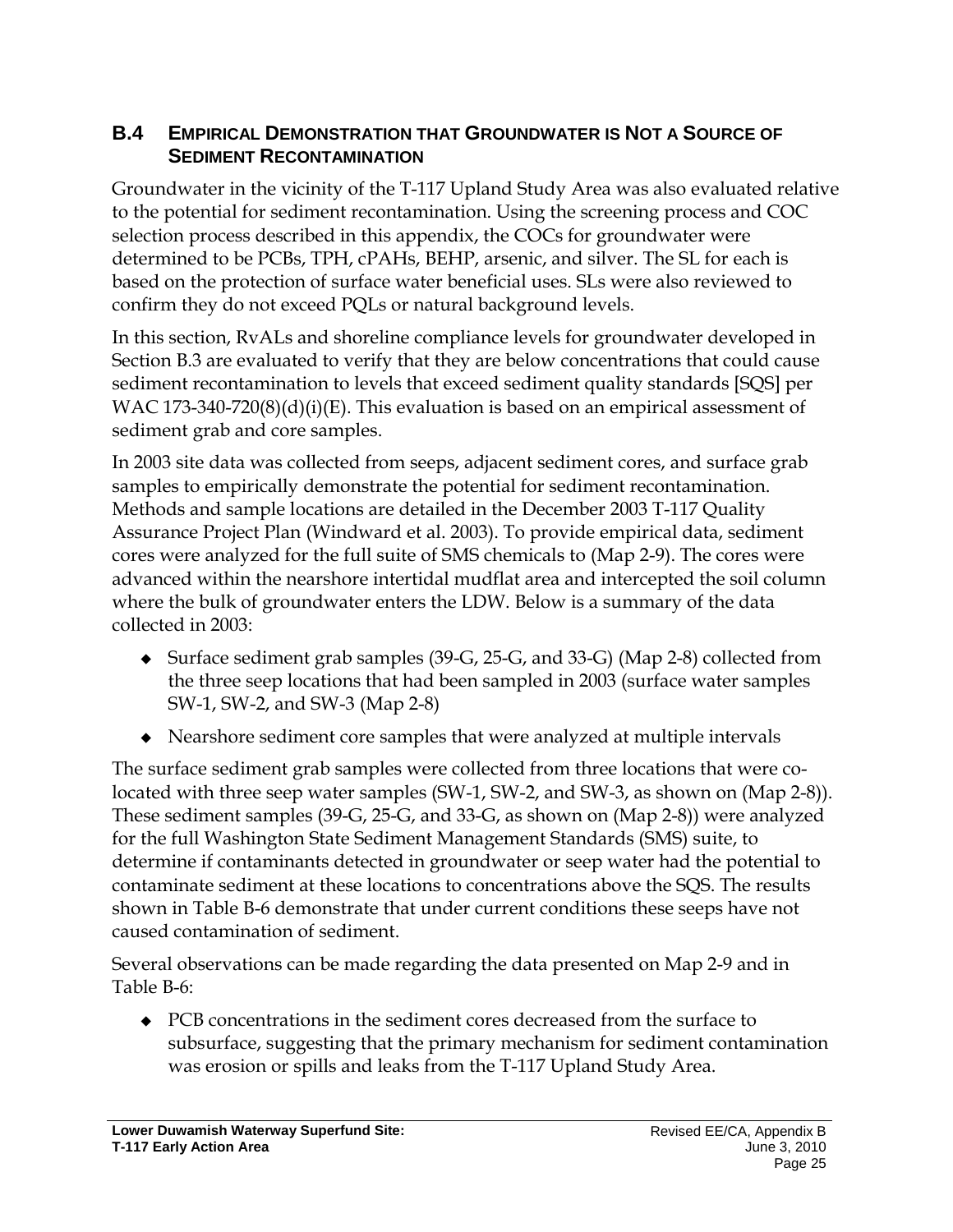## B.4 EMPIRICAL DEMONSTRATION THAT GROUNDWATER IS NOT A SOURCE OF SEDIMENT RECONTAMINATION

Groundwater in the vicinity of the T-117 Upland Study Area was also evaluated relative to the potential for sediment recontamination. Using the screening process and COC selection process described in this appendix, the COCs for groundwater were determined to be PCBs, TPH, cPAHs, BEHP, arsenic, and silver. The SL for each is based on the protection of surface water beneficial uses. SLs were also reviewed to confirm they do not exceed PQLs or natural background levels.

In this section, RvALs and shoreline compliance levels for groundwater developed in Section B.3 are evaluated to verify that they are below concentrations that could cause sediment recontamination to levels that exceed sediment quality standards [SQS] per WAC 173-340-720(8)(d)(i)(E). This evaluation is based on an empirical assessment of sediment grab and core samples.

In 2003 site data was collected from seeps, adjacent sediment cores, and surface grab samples to empirically demonstrate the potential for sediment recontamination. Methods and sample locations are detailed in the December 2003 T-117 Quality Assurance Project Plan (Windward et al. 2003). To provide empirical data, sediment cores were analyzed for the full suite of SMS chemicals to (Map 2-9). The cores were advanced within the nearshore intertidal mudflat area and intercepted the soil column where the bulk of groundwater enters the LDW. Below is a summary of the data collected in 2003:

- Surface sediment grab samples (39-G, 25-G, and 33-G) (Map 2-8) collected from the three seep locations that had been sampled in 2003 (surface water samples SW-1, SW-2, and SW-3 (Map 2-8)
- Nearshore sediment core samples that were analyzed at multiple intervals

The surface sediment grab samples were collected from three locations that were co-located with three seep water samples (SW-1, SW-2, and SW-3, as shown on (Map 2-8)). These sediment samples (39-G, 25-G, and 33-G, as shown on (Map 2-8)) were analyzed for the full Washington State Sediment Management Standards (SMS) suite, to determine if contaminants detected in groundwater or seep water had the potential to contaminate sediment at these locations to concentrations above the SQS. The results shown in Table B-6 demonstrate that under current conditions these seeps have not caused contamination of sediment.

Several observations can be made regarding the data presented on Map 2-9 and in Table B-6:

- PCB concentrations in the sediment cores decreased from the surface to subsurface, suggesting that the primary mechanism for sediment contamination was erosion or spills and leaks from the T-117 Upland Study Area.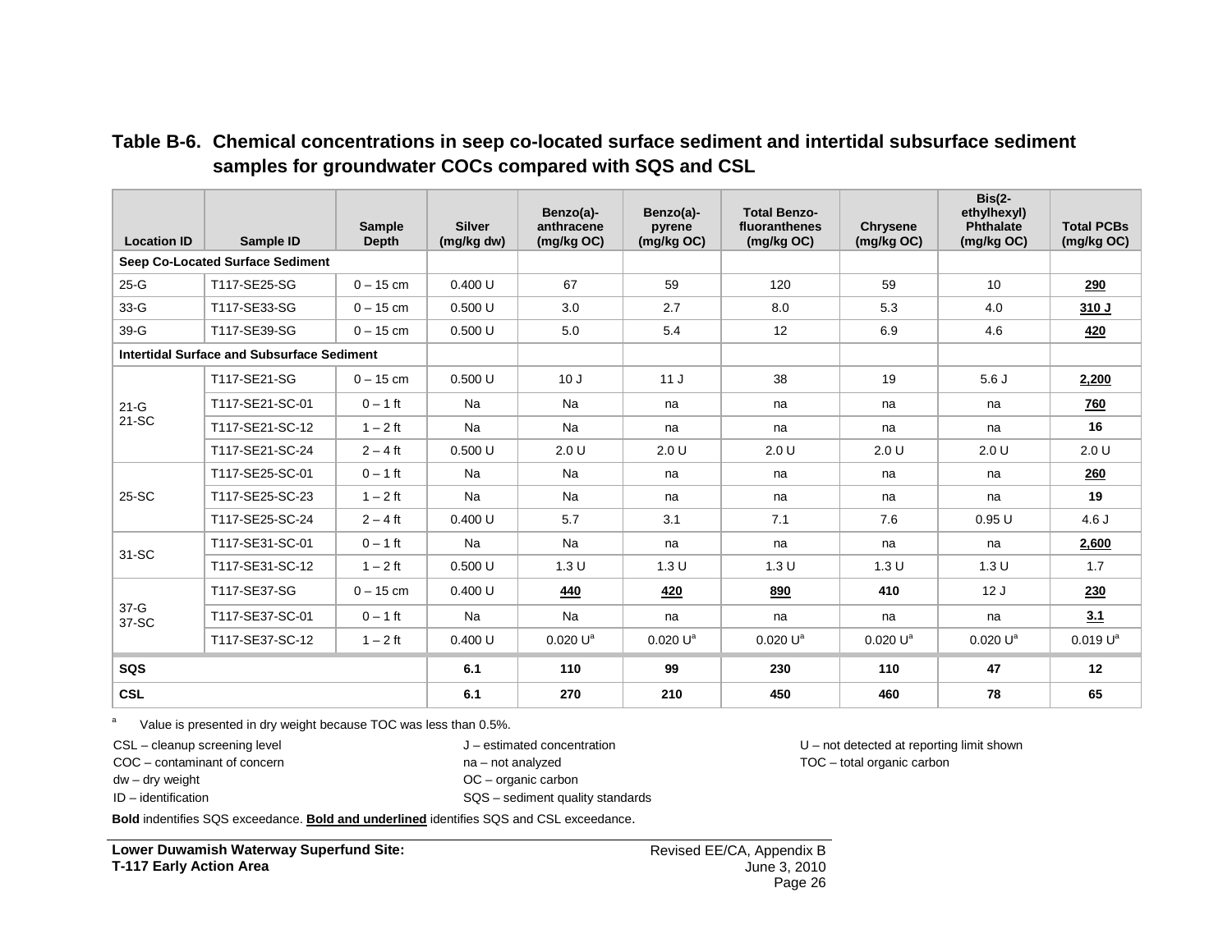**Table B-6. Chemical concentrations in seep co-located surface sediment and intertidal subsurface sediment samples for groundwater COCs compared with SQS and CSL**

| Location ID | Sample ID | Sample Depth | Silver (mg/kg dw) | Benzo(a)-anthracene (mg/kg OC) | Benzo(a)-pyrene (mg/kg OC) | Total Benzo-fluoranthenes (mg/kg OC) | Chrysene (mg/kg OC) | Bis(2-ethylhexyl) Phthalate (mg/kg OC) | Total PCBs (mg/kg OC) |
|---|---|---|---|---|---|---|---|---|---|
| **Seep Co-Located Surface Sediment** | | | | | | | | | |
| 25-G | T117-SE25-SG | 0 – 15 cm | 0.400 U | 67 | 59 | 120 | 59 | 10 | **<u>290</u>** |
| 33-G | T117-SE33-SG | 0 – 15 cm | 0.500 U | 3.0 | 2.7 | 8.0 | 5.3 | 4.0 | **<u>310 J</u>** |
| 39-G | T117-SE39-SG | 0 – 15 cm | 0.500 U | 5.0 | 5.4 | 12 | 6.9 | 4.6 | **<u>420</u>** |
| **Intertidal Surface and Subsurface Sediment** | | | | | | | | | |
| 21-G 21-SC | T117-SE21-SG | 0 – 15 cm | 0.500 U | 10 J | 11 J | 38 | 19 | 5.6 J | **<u>2,200</u>** |
| | T117-SE21-SC-01 | 0 – 1 ft | Na | Na | na | na | na | na | **<u>760</u>** |
| | T117-SE21-SC-12 | 1 – 2 ft | Na | Na | na | na | na | na | **16** |
| | T117-SE21-SC-24 | 2 – 4 ft | 0.500 U | 2.0 U | 2.0 U | 2.0 U | 2.0 U | 2.0 U | 2.0 U |
| 25-SC | T117-SE25-SC-01 | 0 – 1 ft | Na | Na | na | na | na | na | **<u>260</u>** |
| | T117-SE25-SC-23 | 1 – 2 ft | Na | Na | na | na | na | na | **19** |
| | T117-SE25-SC-24 | 2 – 4 ft | 0.400 U | 5.7 | 3.1 | 7.1 | 7.6 | 0.95 U | 4.6 J |
| 31-SC | T117-SE31-SC-01 | 0 – 1 ft | Na | Na | na | na | na | na | **<u>2,600</u>** |
| | T117-SE31-SC-12 | 1 – 2 ft | 0.500 U | 1.3 U | 1.3 U | 1.3 U | 1.3 U | 1.3 U | 1.7 |
| 37-G 37-SC | T117-SE37-SG | 0 – 15 cm | 0.400 U | **<u>440</u>** | **<u>420</u>** | **<u>890</u>** | **410** | 12 J | **<u>230</u>** |
| | T117-SE37-SC-01 | 0 – 1 ft | Na | Na | na | na | na | na | **<u>3.1</u>** |
| | T117-SE37-SC-12 | 1 – 2 ft | 0.400 U | 0.020 U[a] | 0.020 U[a] | 0.020 U[a] | 0.020 U[a] | 0.020 U[a] | 0.019 U[a] |
| **SQS** | | | **6.1** | **110** | **99** | **230** | **110** | **47** | **12** |
| **CSL** | | | **6.1** | **270** | **210** | **450** | **460** | **78** | **65** |

[a] Value is presented in dry weight because TOC was less than 0.5%.

CSL – cleanup screening level
COC – contaminant of concern
dw – dry weight
ID – identification
J – estimated concentration
na – not analyzed
OC – organic carbon
SQS – sediment quality standards
U – not detected at reporting limit shown
TOC – total organic carbon

**Bold** indentifies SQS exceedance. **<u>Bold and underlined</u>** identifies SQS and CSL exceedance.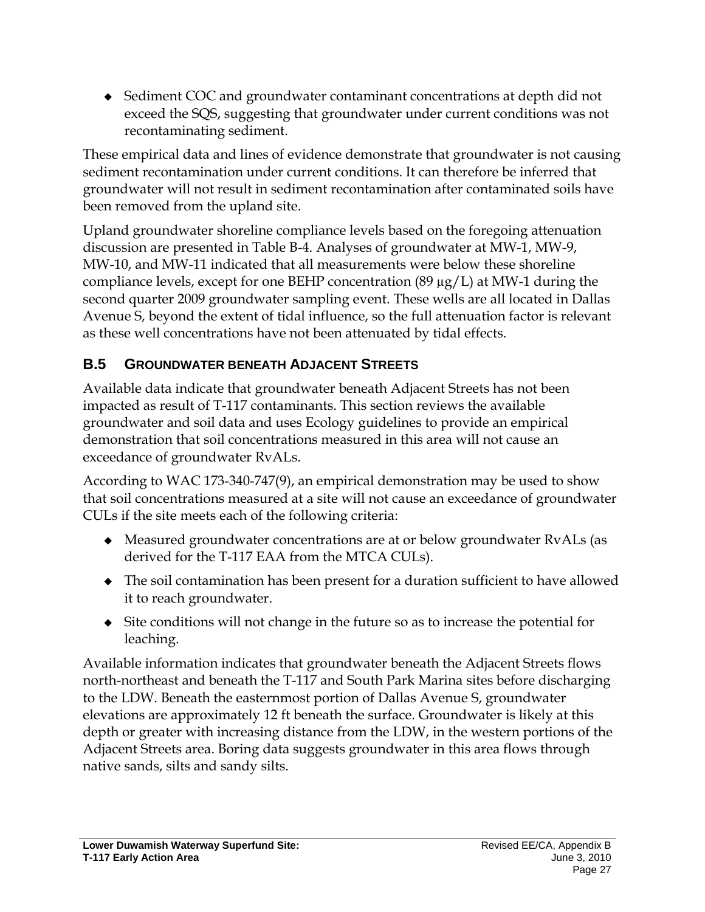- Sediment COC and groundwater contaminant concentrations at depth did not exceed the SQS, suggesting that groundwater under current conditions was not recontaminating sediment.

These empirical data and lines of evidence demonstrate that groundwater is not causing sediment recontamination under current conditions. It can therefore be inferred that groundwater will not result in sediment recontamination after contaminated soils have been removed from the upland site.

Upland groundwater shoreline compliance levels based on the foregoing attenuation discussion are presented in Table B-4. Analyses of groundwater at MW-1, MW-9, MW-10, and MW-11 indicated that all measurements were below these shoreline compliance levels, except for one BEHP concentration (89 µg/L) at MW-1 during the second quarter 2009 groundwater sampling event. These wells are all located in Dallas Avenue S, beyond the extent of tidal influence, so the full attenuation factor is relevant as these well concentrations have not been attenuated by tidal effects.

## B.5 GROUNDWATER BENEATH ADJACENT STREETS

Available data indicate that groundwater beneath Adjacent Streets has not been impacted as result of T-117 contaminants. This section reviews the available groundwater and soil data and uses Ecology guidelines to provide an empirical demonstration that soil concentrations measured in this area will not cause an exceedance of groundwater RvALs.

According to WAC 173-340-747(9), an empirical demonstration may be used to show that soil concentrations measured at a site will not cause an exceedance of groundwater CULs if the site meets each of the following criteria:

- Measured groundwater concentrations are at or below groundwater RvALs (as derived for the T-117 EAA from the MTCA CULs).
- The soil contamination has been present for a duration sufficient to have allowed it to reach groundwater.
- Site conditions will not change in the future so as to increase the potential for leaching.

Available information indicates that groundwater beneath the Adjacent Streets flows north-northeast and beneath the T-117 and South Park Marina sites before discharging to the LDW. Beneath the easternmost portion of Dallas Avenue S, groundwater elevations are approximately 12 ft beneath the surface. Groundwater is likely at this depth or greater with increasing distance from the LDW, in the western portions of the Adjacent Streets area. Boring data suggests groundwater in this area flows through native sands, silts and sandy silts.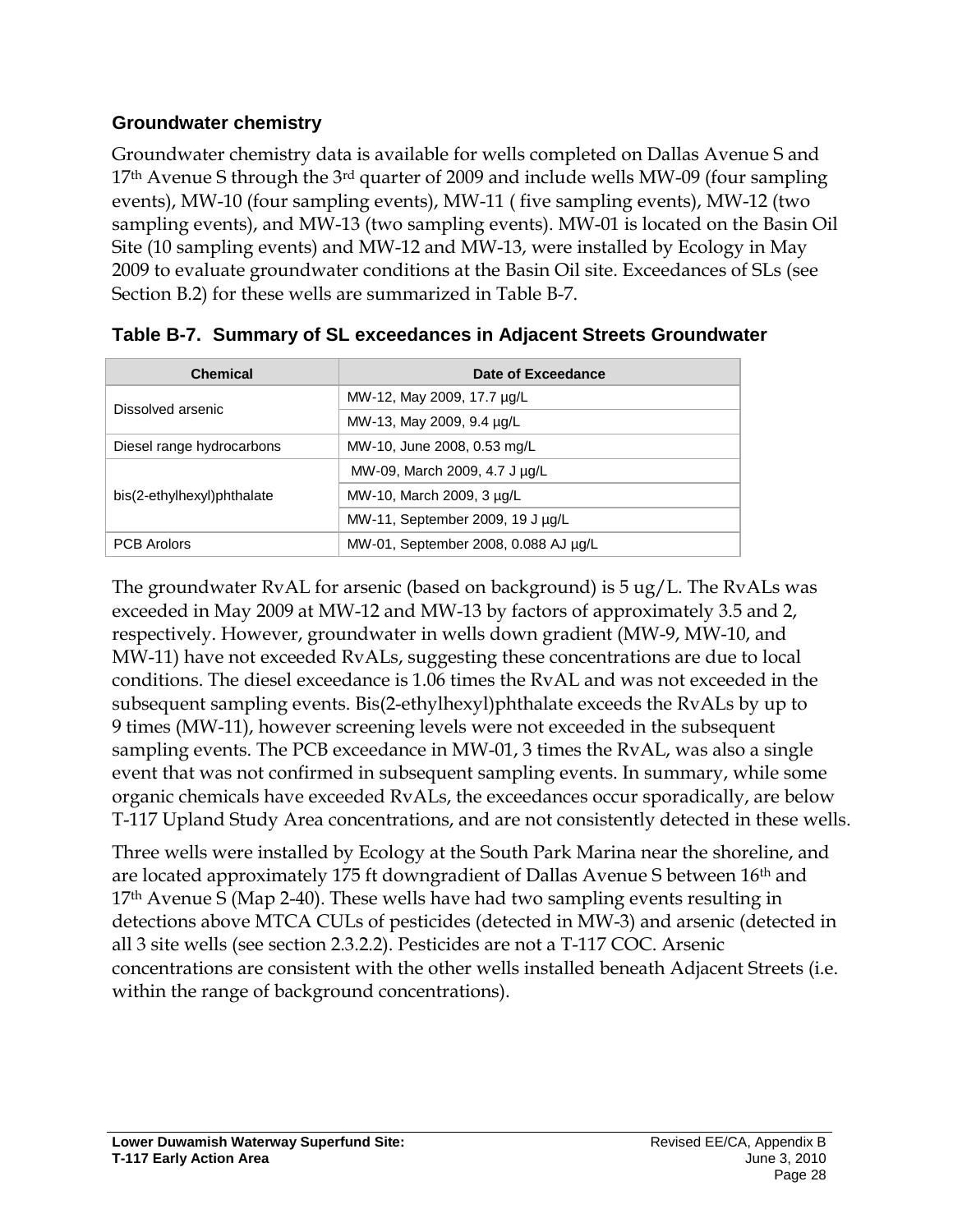### Groundwater chemistry

Groundwater chemistry data is available for wells completed on Dallas Avenue S and 17th Avenue S through the 3rd quarter of 2009 and include wells MW-09 (four sampling events), MW-10 (four sampling events), MW-11 ( five sampling events), MW-12 (two sampling events), and MW-13 (two sampling events). MW-01 is located on the Basin Oil Site (10 sampling events) and MW-12 and MW-13, were installed by Ecology in May 2009 to evaluate groundwater conditions at the Basin Oil site. Exceedances of SLs (see Section B.2) for these wells are summarized in Table B-7.

**Table B-7. Summary of SL exceedances in Adjacent Streets Groundwater**

| Chemical | Date of Exceedance |
|---|---|
| Dissolved arsenic | MW-12, May 2009, 17.7 µg/L |
| | MW-13, May 2009, 9.4 µg/L |
| Diesel range hydrocarbons | MW-10, June 2008, 0.53 mg/L |
| bis(2-ethylhexyl)phthalate | MW-09, March 2009, 4.7 J µg/L |
| | MW-10, March 2009, 3 µg/L |
| | MW-11, September 2009, 19 J µg/L |
| PCB Arolors | MW-01, September 2008, 0.088 AJ µg/L |

The groundwater RvAL for arsenic (based on background) is 5 ug/L. The RvALs was exceeded in May 2009 at MW-12 and MW-13 by factors of approximately 3.5 and 2, respectively. However, groundwater in wells down gradient (MW-9, MW-10, and MW-11) have not exceeded RvALs, suggesting these concentrations are due to local conditions. The diesel exceedance is 1.06 times the RvAL and was not exceeded in the subsequent sampling events. Bis(2-ethylhexyl)phthalate exceeds the RvALs by up to 9 times (MW-11), however screening levels were not exceeded in the subsequent sampling events. The PCB exceedance in MW-01, 3 times the RvAL, was also a single event that was not confirmed in subsequent sampling events. In summary, while some organic chemicals have exceeded RvALs, the exceedances occur sporadically, are below T-117 Upland Study Area concentrations, and are not consistently detected in these wells.

Three wells were installed by Ecology at the South Park Marina near the shoreline, and are located approximately 175 ft downgradient of Dallas Avenue S between 16th and 17th Avenue S (Map 2-40). These wells have had two sampling events resulting in detections above MTCA CULs of pesticides (detected in MW-3) and arsenic (detected in all 3 site wells (see section 2.3.2.2). Pesticides are not a T-117 COC. Arsenic concentrations are consistent with the other wells installed beneath Adjacent Streets (i.e. within the range of background concentrations).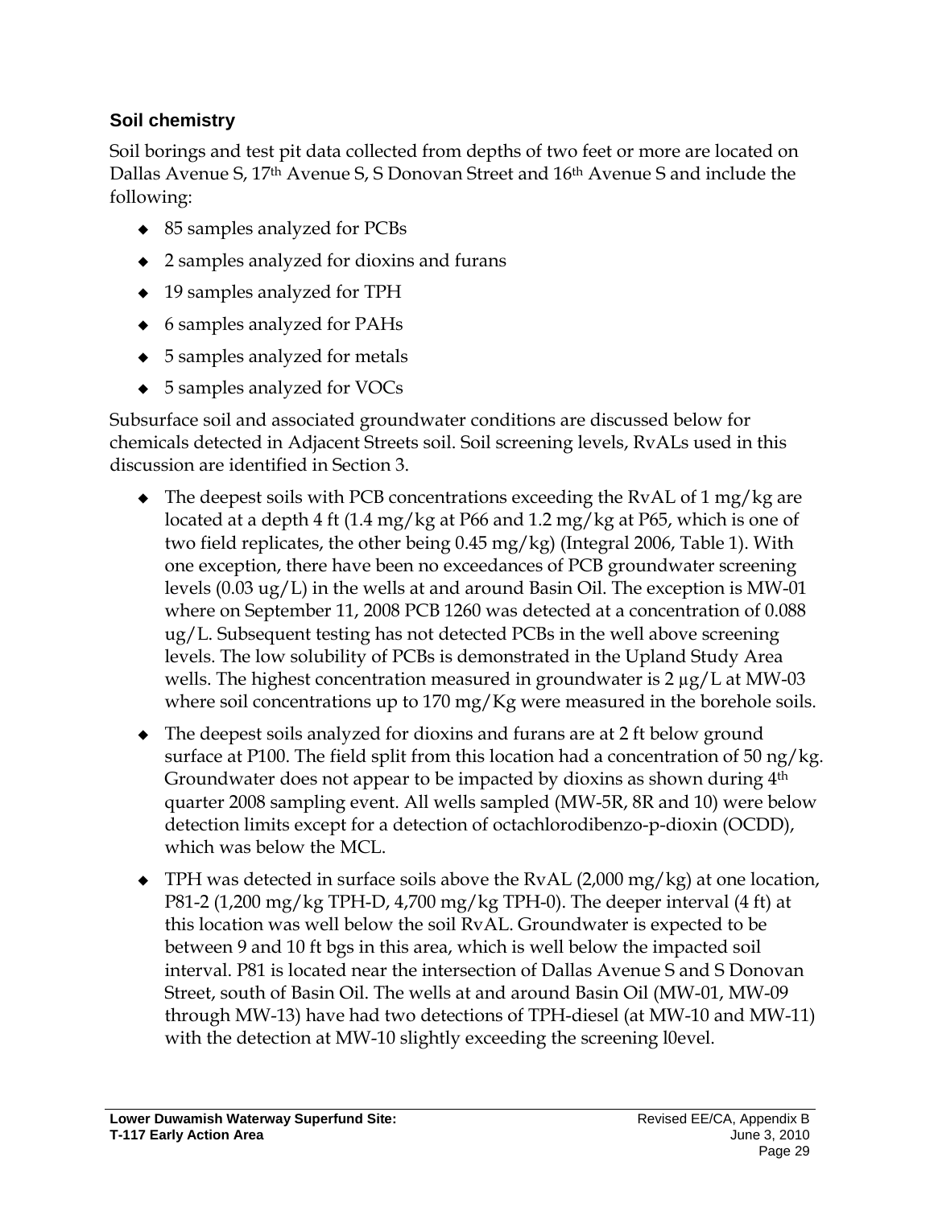### Soil chemistry

Soil borings and test pit data collected from depths of two feet or more are located on Dallas Avenue S, 17th Avenue S, S Donovan Street and 16th Avenue S and include the following:

- 85 samples analyzed for PCBs
- 2 samples analyzed for dioxins and furans
- 19 samples analyzed for TPH
- 6 samples analyzed for PAHs
- 5 samples analyzed for metals
- 5 samples analyzed for VOCs

Subsurface soil and associated groundwater conditions are discussed below for chemicals detected in Adjacent Streets soil. Soil screening levels, RvALs used in this discussion are identified in Section 3.

- The deepest soils with PCB concentrations exceeding the RvAL of 1 mg/kg are located at a depth 4 ft (1.4 mg/kg at P66 and 1.2 mg/kg at P65, which is one of two field replicates, the other being 0.45 mg/kg) (Integral 2006, Table 1). With one exception, there have been no exceedances of PCB groundwater screening levels (0.03 ug/L) in the wells at and around Basin Oil. The exception is MW-01 where on September 11, 2008 PCB 1260 was detected at a concentration of 0.088 ug/L. Subsequent testing has not detected PCBs in the well above screening levels. The low solubility of PCBs is demonstrated in the Upland Study Area wells. The highest concentration measured in groundwater is 2 µg/L at MW-03 where soil concentrations up to 170 mg/Kg were measured in the borehole soils.
- The deepest soils analyzed for dioxins and furans are at 2 ft below ground surface at P100. The field split from this location had a concentration of 50 ng/kg. Groundwater does not appear to be impacted by dioxins as shown during 4th quarter 2008 sampling event. All wells sampled (MW-5R, 8R and 10) were below detection limits except for a detection of octachlorodibenzo-p-dioxin (OCDD), which was below the MCL.
- TPH was detected in surface soils above the RvAL (2,000 mg/kg) at one location, P81-2 (1,200 mg/kg TPH-D, 4,700 mg/kg TPH-0). The deeper interval (4 ft) at this location was well below the soil RvAL. Groundwater is expected to be between 9 and 10 ft bgs in this area, which is well below the impacted soil interval. P81 is located near the intersection of Dallas Avenue S and S Donovan Street, south of Basin Oil. The wells at and around Basin Oil (MW-01, MW-09 through MW-13) have had two detections of TPH-diesel (at MW-10 and MW-11) with the detection at MW-10 slightly exceeding the screening l0evel.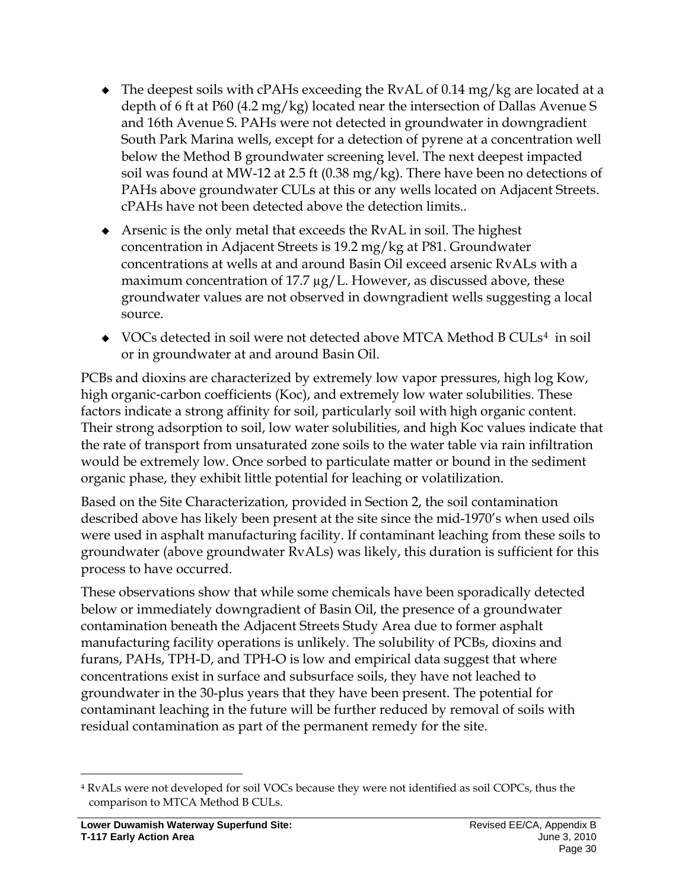- The deepest soils with cPAHs exceeding the RvAL of 0.14 mg/kg are located at a depth of 6 ft at P60 (4.2 mg/kg) located near the intersection of Dallas Avenue S and 16th Avenue S. PAHs were not detected in groundwater in downgradient South Park Marina wells, except for a detection of pyrene at a concentration well below the Method B groundwater screening level. The next deepest impacted soil was found at MW-12 at 2.5 ft (0.38 mg/kg). There have been no detections of PAHs above groundwater CULs at this or any wells located on Adjacent Streets. cPAHs have not been detected above the detection limits..
- Arsenic is the only metal that exceeds the RvAL in soil. The highest concentration in Adjacent Streets is 19.2 mg/kg at P81. Groundwater concentrations at wells at and around Basin Oil exceed arsenic RvALs with a maximum concentration of 17.7 µg/L. However, as discussed above, these groundwater values are not observed in downgradient wells suggesting a local source.
- VOCs detected in soil were not detected above MTCA Method B CULs[4] in soil or in groundwater at and around Basin Oil.

PCBs and dioxins are characterized by extremely low vapor pressures, high log Kow, high organic-carbon coefficients (Koc), and extremely low water solubilities. These factors indicate a strong affinity for soil, particularly soil with high organic content. Their strong adsorption to soil, low water solubilities, and high Koc values indicate that the rate of transport from unsaturated zone soils to the water table via rain infiltration would be extremely low. Once sorbed to particulate matter or bound in the sediment organic phase, they exhibit little potential for leaching or volatilization.

Based on the Site Characterization, provided in Section 2, the soil contamination described above has likely been present at the site since the mid-1970's when used oils were used in asphalt manufacturing facility. If contaminant leaching from these soils to groundwater (above groundwater RvALs) was likely, this duration is sufficient for this process to have occurred.

These observations show that while some chemicals have been sporadically detected below or immediately downgradient of Basin Oil, the presence of a groundwater contamination beneath the Adjacent Streets Study Area due to former asphalt manufacturing facility operations is unlikely. The solubility of PCBs, dioxins and furans, PAHs, TPH-D, and TPH-O is low and empirical data suggest that where concentrations exist in surface and subsurface soils, they have not leached to groundwater in the 30-plus years that they have been present. The potential for contaminant leaching in the future will be further reduced by removal of soils with residual contamination as part of the permanent remedy for the site.

---

[4] RvALs were not developed for soil VOCs because they were not identified as soil COPCs, thus the comparison to MTCA Method B CULs.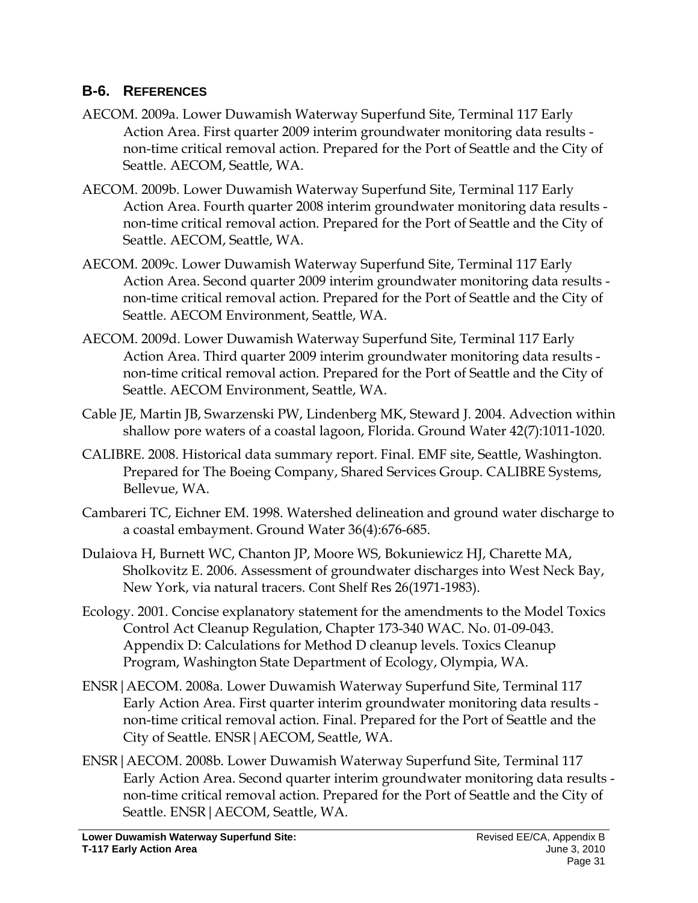## B-6. REFERENCES

AECOM. 2009a. Lower Duwamish Waterway Superfund Site, Terminal 117 Early Action Area. First quarter 2009 interim groundwater monitoring data results - non-time critical removal action. Prepared for the Port of Seattle and the City of Seattle. AECOM, Seattle, WA.

AECOM. 2009b. Lower Duwamish Waterway Superfund Site, Terminal 117 Early Action Area. Fourth quarter 2008 interim groundwater monitoring data results - non-time critical removal action. Prepared for the Port of Seattle and the City of Seattle. AECOM, Seattle, WA.

AECOM. 2009c. Lower Duwamish Waterway Superfund Site, Terminal 117 Early Action Area. Second quarter 2009 interim groundwater monitoring data results - non-time critical removal action. Prepared for the Port of Seattle and the City of Seattle. AECOM Environment, Seattle, WA.

AECOM. 2009d. Lower Duwamish Waterway Superfund Site, Terminal 117 Early Action Area. Third quarter 2009 interim groundwater monitoring data results - non-time critical removal action. Prepared for the Port of Seattle and the City of Seattle. AECOM Environment, Seattle, WA.

Cable JE, Martin JB, Swarzenski PW, Lindenberg MK, Steward J. 2004. Advection within shallow pore waters of a coastal lagoon, Florida. Ground Water 42(7):1011-1020.

CALIBRE. 2008. Historical data summary report. Final. EMF site, Seattle, Washington. Prepared for The Boeing Company, Shared Services Group. CALIBRE Systems, Bellevue, WA.

Cambareri TC, Eichner EM. 1998. Watershed delineation and ground water discharge to a coastal embayment. Ground Water 36(4):676-685.

Dulaiova H, Burnett WC, Chanton JP, Moore WS, Bokuniewicz HJ, Charette MA, Sholkovitz E. 2006. Assessment of groundwater discharges into West Neck Bay, New York, via natural tracers. Cont Shelf Res 26(1971-1983).

Ecology. 2001. Concise explanatory statement for the amendments to the Model Toxics Control Act Cleanup Regulation, Chapter 173-340 WAC. No. 01-09-043. Appendix D: Calculations for Method D cleanup levels. Toxics Cleanup Program, Washington State Department of Ecology, Olympia, WA.

ENSR|AECOM. 2008a. Lower Duwamish Waterway Superfund Site, Terminal 117 Early Action Area. First quarter interim groundwater monitoring data results - non-time critical removal action. Final. Prepared for the Port of Seattle and the City of Seattle. ENSR|AECOM, Seattle, WA.

ENSR|AECOM. 2008b. Lower Duwamish Waterway Superfund Site, Terminal 117 Early Action Area. Second quarter interim groundwater monitoring data results - non-time critical removal action. Prepared for the Port of Seattle and the City of Seattle. ENSR|AECOM, Seattle, WA.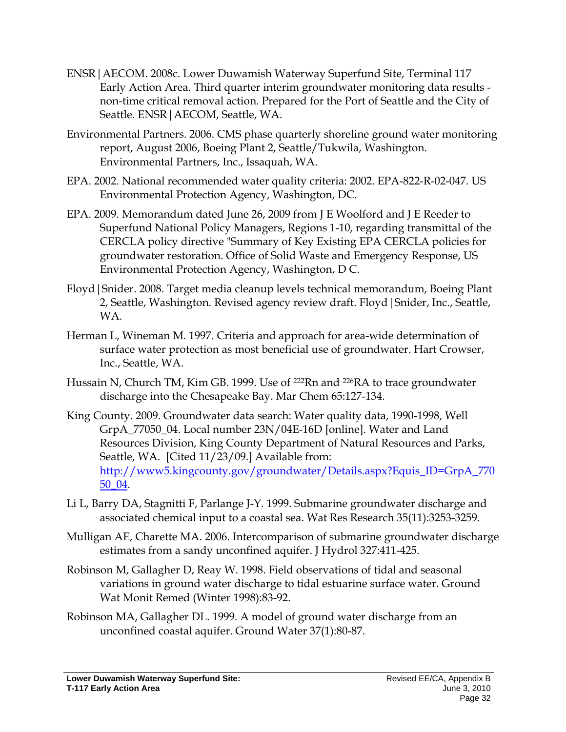ENSR|AECOM. 2008c. Lower Duwamish Waterway Superfund Site, Terminal 117 Early Action Area. Third quarter interim groundwater monitoring data results - non-time critical removal action. Prepared for the Port of Seattle and the City of Seattle. ENSR|AECOM, Seattle, WA.

Environmental Partners. 2006. CMS phase quarterly shoreline ground water monitoring report, August 2006, Boeing Plant 2, Seattle/Tukwila, Washington. Environmental Partners, Inc., Issaquah, WA.

EPA. 2002. National recommended water quality criteria: 2002. EPA-822-R-02-047. US Environmental Protection Agency, Washington, DC.

EPA. 2009. Memorandum dated June 26, 2009 from J E Woolford and J E Reeder to Superfund National Policy Managers, Regions 1-10, regarding transmittal of the CERCLA policy directive "Summary of Key Existing EPA CERCLA policies for groundwater restoration. Office of Solid Waste and Emergency Response, US Environmental Protection Agency, Washington, D C.

Floyd|Snider. 2008. Target media cleanup levels technical memorandum, Boeing Plant 2, Seattle, Washington. Revised agency review draft. Floyd|Snider, Inc., Seattle, WA.

Herman L, Wineman M. 1997. Criteria and approach for area-wide determination of surface water protection as most beneficial use of groundwater. Hart Crowser, Inc., Seattle, WA.

Hussain N, Church TM, Kim GB. 1999. Use of $^{222}$Rn and $^{226}$RA to trace groundwater discharge into the Chesapeake Bay. Mar Chem 65:127-134.

King County. 2009. Groundwater data search: Water quality data, 1990-1998, Well GrpA_77050_04. Local number 23N/04E-16D [online]. Water and Land Resources Division, King County Department of Natural Resources and Parks, Seattle, WA. [Cited 11/23/09.] Available from: http://www5.kingcounty.gov/groundwater/Details.aspx?Equis_ID=GrpA_77050_04.

Li L, Barry DA, Stagnitti F, Parlange J-Y. 1999. Submarine groundwater discharge and associated chemical input to a coastal sea. Wat Res Research 35(11):3253-3259.

Mulligan AE, Charette MA. 2006. Intercomparison of submarine groundwater discharge estimates from a sandy unconfined aquifer. J Hydrol 327:411-425.

Robinson M, Gallagher D, Reay W. 1998. Field observations of tidal and seasonal variations in ground water discharge to tidal estuarine surface water. Ground Wat Monit Remed (Winter 1998):83-92.

Robinson MA, Gallagher DL. 1999. A model of ground water discharge from an unconfined coastal aquifer. Ground Water 37(1):80-87.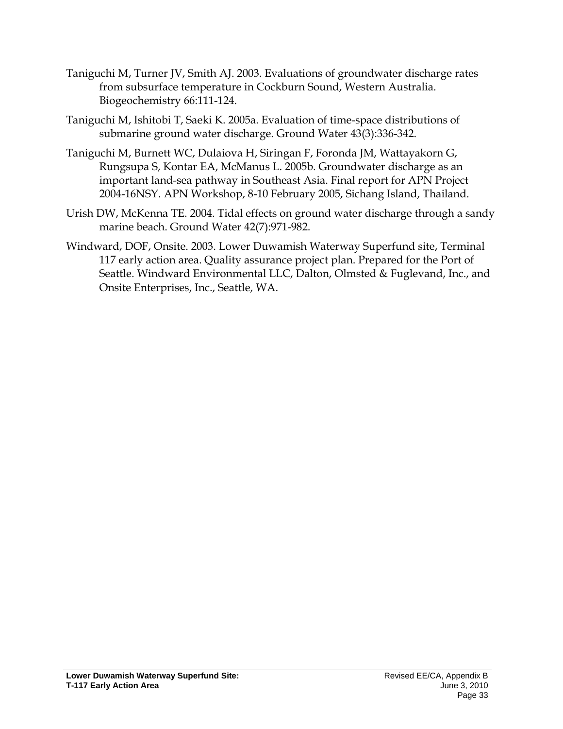Taniguchi M, Turner JV, Smith AJ. 2003. Evaluations of groundwater discharge rates from subsurface temperature in Cockburn Sound, Western Australia. Biogeochemistry 66:111-124.

Taniguchi M, Ishitobi T, Saeki K. 2005a. Evaluation of time-space distributions of submarine ground water discharge. Ground Water 43(3):336-342.

Taniguchi M, Burnett WC, Dulaiova H, Siringan F, Foronda JM, Wattayakorn G, Rungsupa S, Kontar EA, McManus L. 2005b. Groundwater discharge as an important land-sea pathway in Southeast Asia. Final report for APN Project 2004-16NSY. APN Workshop, 8-10 February 2005, Sichang Island, Thailand.

Urish DW, McKenna TE. 2004. Tidal effects on ground water discharge through a sandy marine beach. Ground Water 42(7):971-982.

Windward, DOF, Onsite. 2003. Lower Duwamish Waterway Superfund site, Terminal 117 early action area. Quality assurance project plan. Prepared for the Port of Seattle. Windward Environmental LLC, Dalton, Olmsted & Fuglevand, Inc., and Onsite Enterprises, Inc., Seattle, WA.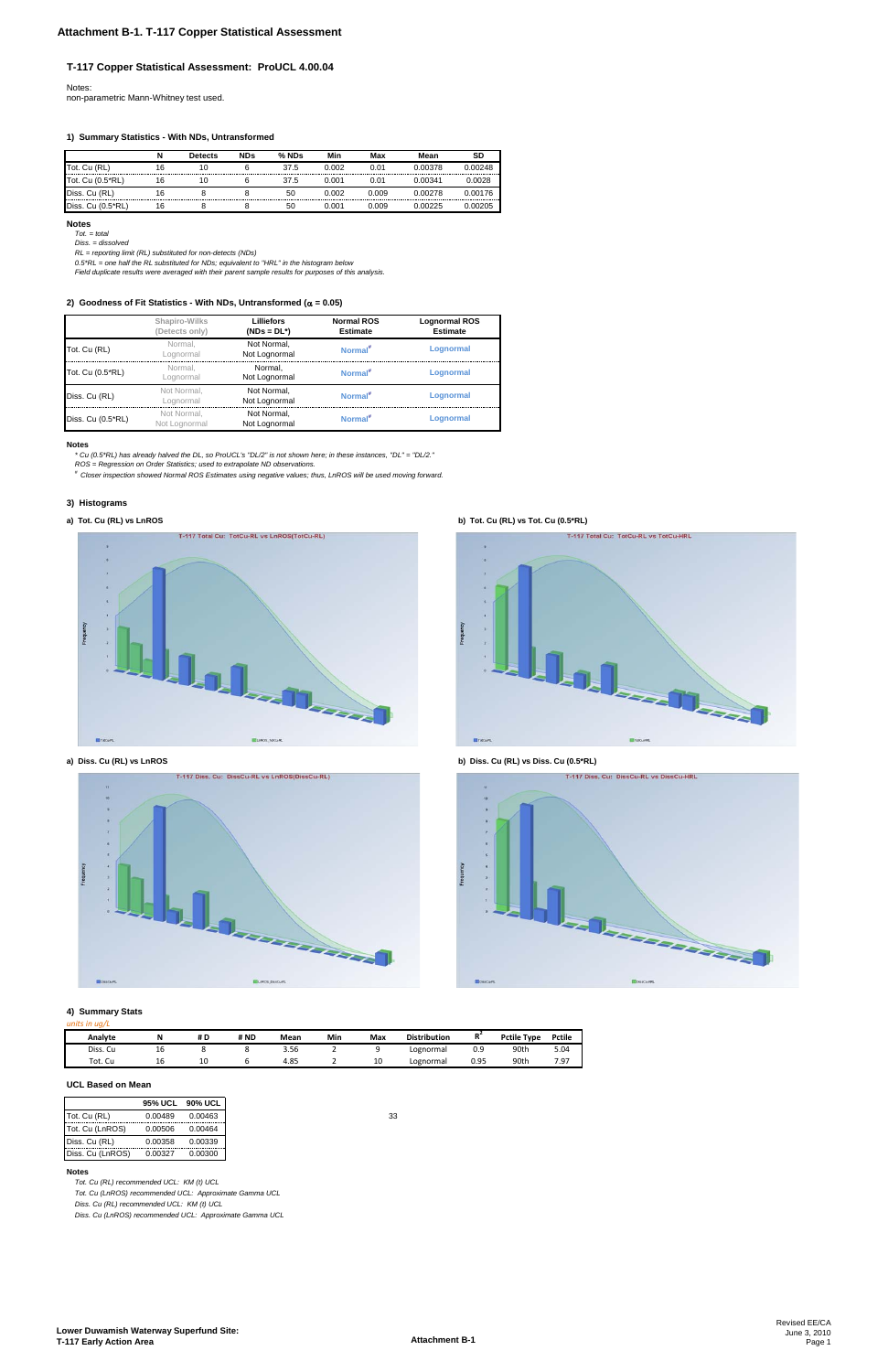# Attachment B-1. T-117 Copper Statistical Assessment

## T-117 Copper Statistical Assessment: ProUCL 4.00.04

Notes:
non-parametric Mann-Whitney test used.

### 1) Summary Statistics - With NDs, Untransformed

| | N | Detects | NDs | % NDs | Min | Max | Mean | SD |
|---|---|---|---|---|---|---|---|---|
| Tot. Cu (RL) | 16 | 10 | 6 | 37.5 | 0.002 | 0.01 | 0.00378 | 0.00248 |
| Tot. Cu (0.5*RL) | 16 | 10 | 6 | 37.5 | 0.001 | 0.01 | 0.00341 | 0.0028 |
| Diss. Cu (RL) | 16 | 8 | 8 | 50 | 0.002 | 0.009 | 0.00278 | 0.00176 |
| Diss. Cu (0.5*RL) | 16 | 8 | 8 | 50 | 0.001 | 0.009 | 0.00225 | 0.00205 |

**Notes**

*Tot. = total*
*Diss. = dissolved*
*RL = reporting limit (RL) substituted for non-detects (NDs)*
*0.5*RL = one half the RL substituted for NDs; equivalent to "HRL" in the histogram below*
*Field duplicate results were averaged with their parent sample results for purposes of this analysis.*

### 2) Goodness of Fit Statistics - With NDs, Untransformed ($\alpha$ = 0.05)

| | Shapiro-Wilks (Detects only) | Lilliefors (NDs = DL*) | Normal ROS Estimate | Lognormal ROS Estimate |
|---|---|---|---|---|
| Tot. Cu (RL) | Normal, Lognormal | Not Normal, Not Lognormal | Normal[#] | Lognormal |
| Tot. Cu (0.5*RL) | Normal, Lognormal | Normal, Not Lognormal | Normal[#] | Lognormal |
| Diss. Cu (RL) | Not Normal, Lognormal | Not Normal, Not Lognormal | Normal[#] | Lognormal |
| Diss. Cu (0.5*RL) | Not Normal, Not Lognormal | Not Normal, Not Lognormal | Normal[#] | Lognormal |

**Notes**

*\* Cu (0.5*RL) has already halved the DL, so ProUCL's "DL/2" is not shown here; in these instances, "DL" = "DL/2."*
*ROS = Regression on Order Statistics; used to extrapolate ND observations.*
*[#] Closer inspection showed Normal ROS Estimates using negative values; thus, LnROS will be used moving forward.*

### 3) Histograms

**a) Tot. Cu (RL) vs LnROS**

T-117 Total Cu: TotCu-RL vs LnROS(TotCu-RL)

**b) Tot. Cu (RL) vs Tot. Cu (0.5*RL)**

T-117 Total Cu: TotCu-RL vs TotCu-HRL

**a) Diss. Cu (RL) vs LnROS**

T-117 Diss. Cu: DissCu-RL vs LnROS(DissCu-RL)

**b) Diss. Cu (RL) vs Diss. Cu (0.5*RL)**

T-117 Diss. Cu: DissCu-RL vs DissCu-HRL

### 4) Summary Stats

*units in ug/L*

| Analyte | N | # D | # ND | Mean | Min | Max | Distribution | $R^2$ | Pctile Type | Pctile |
|---|---|---|---|---|---|---|---|---|---|---|
| Diss. Cu | 16 | 8 | 8 | 3.56 | 2 | 9 | Lognormal | 0.9 | 90th | 5.04 |
| Tot. Cu | 16 | 10 | 6 | 4.85 | 2 | 10 | Lognormal | 0.95 | 90th | 7.97 |

**UCL Based on Mean**

| | 95% UCL | 90% UCL |
|---|---|---|
| Tot. Cu (RL) | 0.00489 | 0.00463 |
| Tot. Cu (LnROS) | 0.00506 | 0.00464 |
| Diss. Cu (RL) | 0.00358 | 0.00339 |
| Diss. Cu (LnROS) | 0.00327 | 0.00300 |

33

**Notes**

*Tot. Cu (RL) recommended UCL: KM (t) UCL*
*Tot. Cu (LnROS) recommended UCL: Approximate Gamma UCL*
*Diss. Cu (RL) recommended UCL: KM (t) UCL*
*Diss. Cu (LnROS) recommended UCL: Approximate Gamma UCL*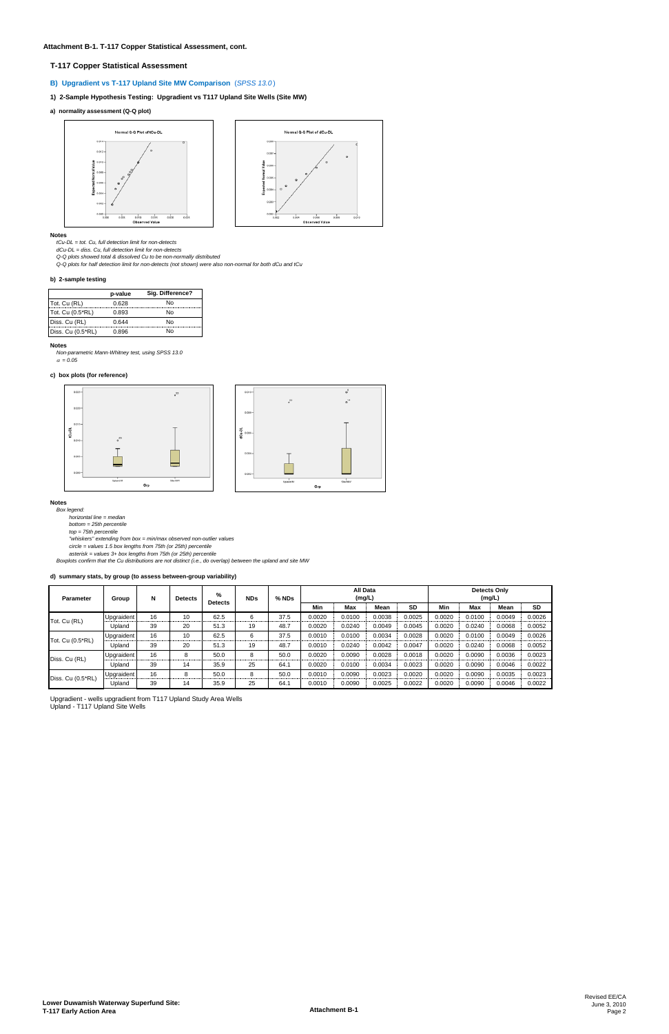**Attachment B-1. T-117 Copper Statistical Assessment, cont.**

## T-117 Copper Statistical Assessment

### B) Upgradient vs T-117 Upland Site MW Comparison (*SPSS 13.0*)

#### 1) 2-Sample Hypothesis Testing: Upgradient vs T117 Upland Site Wells (Site MW)

##### a) normality assessment (Q-Q plot)

Normal Q-Q Plot of tCu-DL

Expected Normal Value

Observed Value

Normal Q-Q Plot of dCu-DL

Expected Normal Value

Observed Value

**Notes**

*tCu-DL = tot. Cu, full detection limit for non-detects*
*dCu-DL = diss. Cu, full detection limit for non-detects*
*Q-Q plots showed total & dissolved Cu to be non-normally distributed*
*Q-Q plots for half detection limit for non-detects (not shown) were also non-normal for both dCu and tCu*

##### b) 2-sample testing

| | p-value | Sig. Difference? |
|---|---|---|
| Tot. Cu (RL) | 0.628 | No |
| Tot. Cu (0.5*RL) | 0.893 | No |
| Diss. Cu (RL) | 0.644 | No |
| Diss. Cu (0.5*RL) | 0.896 | No |

**Notes**

*Non-parametric Mann-Whitney test, using SPSS 13.0*
*$\alpha$ = 0.05*

##### c) box plots (for reference)

tCu-DL

Grp

dCu-DL

Grp

**Notes**

*Box legend:*
*horizontal line = median*
*bottom = 25th percentile*
*top = 75th percentile*
*"whiskers" extending from box = min/max observed non-outlier values*
*circle = values 1.5 box lengths from 75th (or 25th) percentile*
*asterisk = values 3+ box lengths from 75th (or 25th) percentile*
*Boxplots confirm that the Cu distributions are not distinct (i.e., do overlap) between the upland and site MW*

##### d) summary stats, by group (to assess between-group variability)

| Parameter | Group | N | Detects | % Detects | NDs | % NDs | All Data (mg/L) | | | | Detects Only (mg/L) | | | |
|---|---|---|---|---|---|---|---|---|---|---|---|---|---|---|
| | | | | | | | Min | Max | Mean | SD | Min | Max | Mean | SD |
| Tot. Cu (RL) | Upgraident | 16 | 10 | 62.5 | 6 | 37.5 | 0.0020 | 0.0100 | 0.0038 | 0.0025 | 0.0020 | 0.0100 | 0.0049 | 0.0026 |
| | Upland | 39 | 20 | 51.3 | 19 | 48.7 | 0.0020 | 0.0240 | 0.0049 | 0.0045 | 0.0020 | 0.0240 | 0.0068 | 0.0052 |
| Tot. Cu (0.5*RL) | Upgraident | 16 | 10 | 62.5 | 6 | 37.5 | 0.0010 | 0.0100 | 0.0034 | 0.0028 | 0.0020 | 0.0100 | 0.0049 | 0.0026 |
| | Upland | 39 | 20 | 51.3 | 19 | 48.7 | 0.0010 | 0.0240 | 0.0042 | 0.0047 | 0.0020 | 0.0240 | 0.0068 | 0.0052 |
| Diss. Cu (RL) | Upgraident | 16 | 8 | 50.0 | 8 | 50.0 | 0.0020 | 0.0090 | 0.0028 | 0.0018 | 0.0020 | 0.0090 | 0.0036 | 0.0023 |
| | Upland | 39 | 14 | 35.9 | 25 | 64.1 | 0.0020 | 0.0100 | 0.0034 | 0.0023 | 0.0020 | 0.0090 | 0.0046 | 0.0022 |
| Diss. Cu (0.5*RL) | Upgraident | 16 | 8 | 50.0 | 8 | 50.0 | 0.0010 | 0.0090 | 0.0023 | 0.0020 | 0.0020 | 0.0090 | 0.0035 | 0.0023 |
| | Upland | 39 | 14 | 35.9 | 25 | 64.1 | 0.0010 | 0.0090 | 0.0025 | 0.0022 | 0.0020 | 0.0090 | 0.0046 | 0.0022 |

Upgradient - wells upgradient from T117 Upland Study Area Wells
Upland - T117 Upland Site Wells